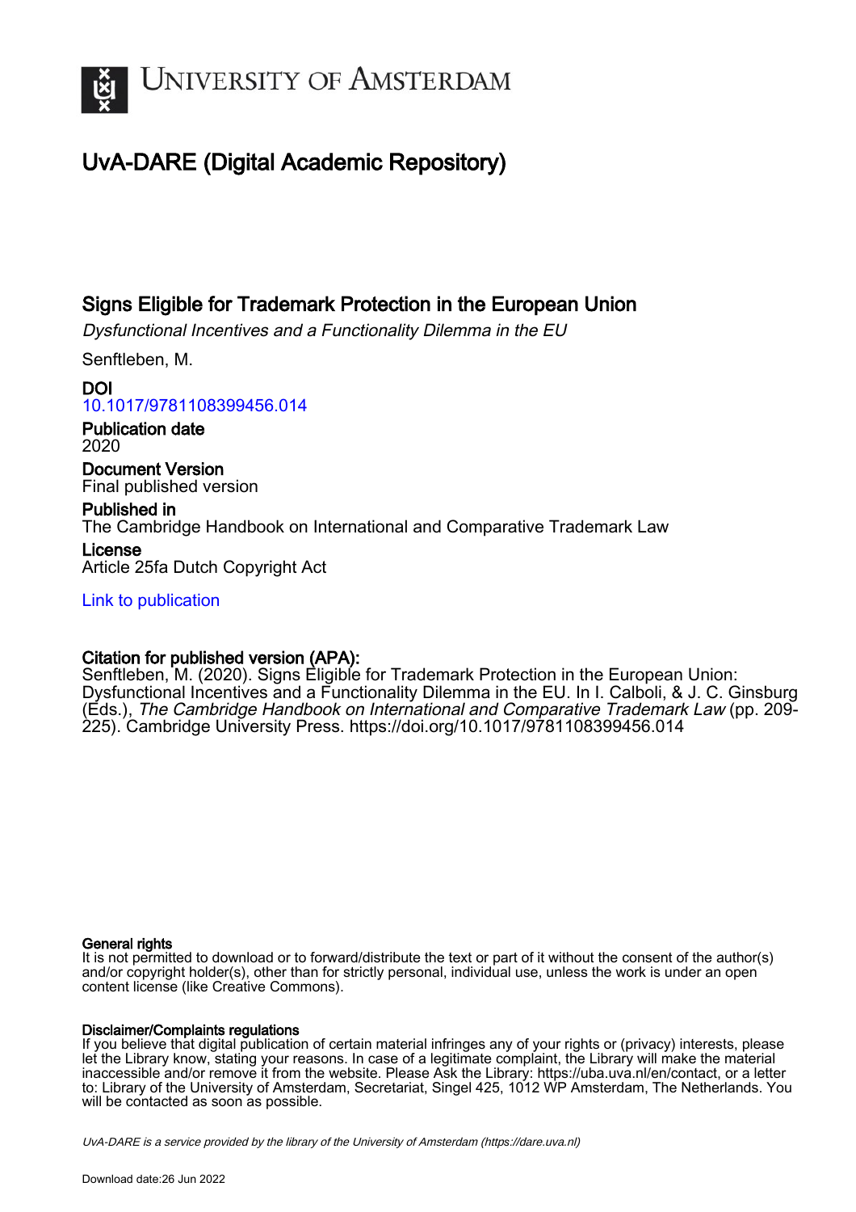# UvA-DARE (Digital Academic Repository)

## Signs Eligible for Trademark Protection in the European Union

*Dysfunctional Incentives and a Functionality Dilemma in the EU*

Senftleben, M.

**DOI**
10.1017/9781108399456.014

**Publication date**
2020

**Document Version**
Final published version

**Published in**
The Cambridge Handbook on International and Comparative Trademark Law

**License**
Article 25fa Dutch Copyright Act

Link to publication

**Citation for published version (APA):**
Senftleben, M. (2020). Signs Eligible for Trademark Protection in the European Union: Dysfunctional Incentives and a Functionality Dilemma in the EU. In I. Calboli, & J. C. Ginsburg (Eds.), *The Cambridge Handbook on International and Comparative Trademark Law* (pp. 209-225). Cambridge University Press. https://doi.org/10.1017/9781108399456.014

**General rights**
It is not permitted to download or to forward/distribute the text or part of it without the consent of the author(s) and/or copyright holder(s), other than for strictly personal, individual use, unless the work is under an open content license (like Creative Commons).

**Disclaimer/Complaints regulations**
If you believe that digital publication of certain material infringes any of your rights or (privacy) interests, please let the Library know, stating your reasons. In case of a legitimate complaint, the Library will make the material inaccessible and/or remove it from the website. Please Ask the Library: https://uba.uva.nl/en/contact, or a letter to: Library of the University of Amsterdam, Secretariat, Singel 425, 1012 WP Amsterdam, The Netherlands. You will be contacted as soon as possible.

UvA-DARE is a service provided by the library of the University of Amsterdam (https://dare.uva.nl)

Download date:26 Jun 2022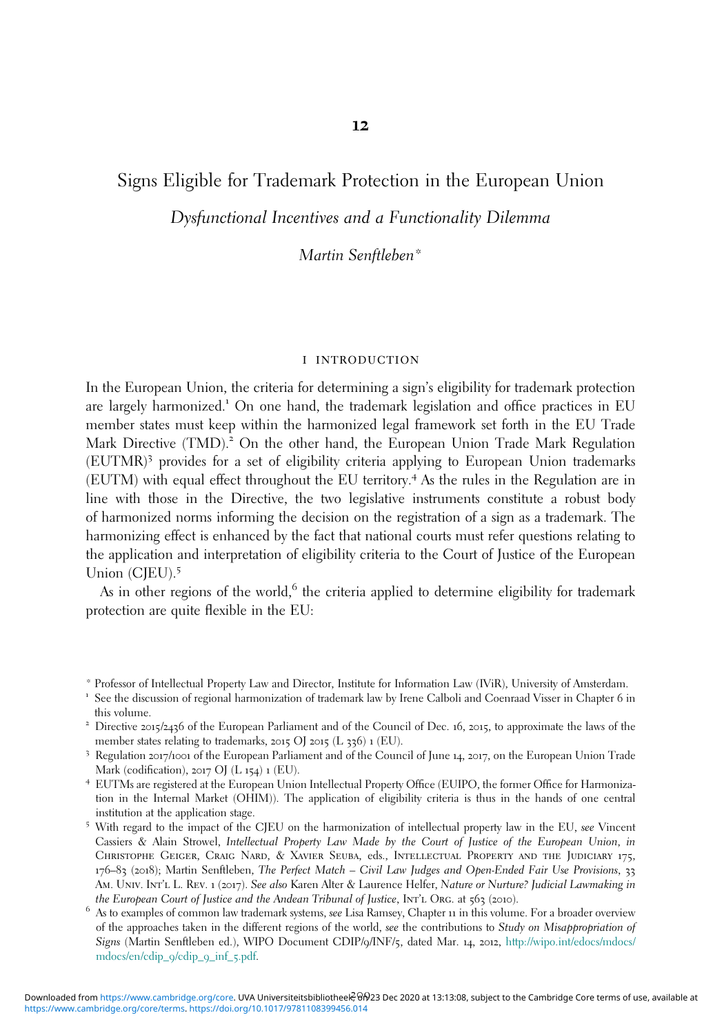# 12

## Signs Eligible for Trademark Protection in the European Union

### *Dysfunctional Incentives and a Functionality Dilemma*

*Martin Senftleben**

#### I INTRODUCTION

In the European Union, the criteria for determining a sign's eligibility for trademark protection are largely harmonized.[1] On one hand, the trademark legislation and office practices in EU member states must keep within the harmonized legal framework set forth in the EU Trade Mark Directive (TMD).[2] On the other hand, the European Union Trade Mark Regulation (EUTMR)[3] provides for a set of eligibility criteria applying to European Union trademarks (EUTM) with equal effect throughout the EU territory.[4] As the rules in the Regulation are in line with those in the Directive, the two legislative instruments constitute a robust body of harmonized norms informing the decision on the registration of a sign as a trademark. The harmonizing effect is enhanced by the fact that national courts must refer questions relating to the application and interpretation of eligibility criteria to the Court of Justice of the European Union (CJEU).[5]

As in other regions of the world,[6] the criteria applied to determine eligibility for trademark protection are quite flexible in the EU:

---

\* Professor of Intellectual Property Law and Director, Institute for Information Law (IViR), University of Amsterdam.

[1] See the discussion of regional harmonization of trademark law by Irene Calboli and Coenraad Visser in Chapter 6 in this volume.

[2] Directive 2015/2436 of the European Parliament and of the Council of Dec. 16, 2015, to approximate the laws of the member states relating to trademarks, 2015 OJ 2015 (L 336) 1 (EU).

[3] Regulation 2017/1001 of the European Parliament and of the Council of June 14, 2017, on the European Union Trade Mark (codification), 2017 OJ (L 154) 1 (EU).

[4] EUTMs are registered at the European Union Intellectual Property Office (EUIPO, the former Office for Harmonization in the Internal Market (OHIM)). The application of eligibility criteria is thus in the hands of one central institution at the application stage.

[5] With regard to the impact of the CJEU on the harmonization of intellectual property law in the EU, *see* Vincent Cassiers & Alain Strowel, *Intellectual Property Law Made by the Court of Justice of the European Union*, *in* Christophe Geiger, Craig Nard, & Xavier Seuba, eds., Intellectual Property and the Judiciary 175, 176–83 (2018); Martin Senftleben, *The Perfect Match – Civil Law Judges and Open-Ended Fair Use Provisions*, 33 Am. Univ. Int'l L. Rev. 1 (2017). *See also* Karen Alter & Laurence Helfer, *Nature or Nurture? Judicial Lawmaking in the European Court of Justice and the Andean Tribunal of Justice*, Int'l Org. at 563 (2010).

[6] As to examples of common law trademark systems, *see* Lisa Ramsey, Chapter 11 in this volume. For a broader overview of the approaches taken in the different regions of the world, *see* the contributions to *Study on Misappropriation of Signs* (Martin Senftleben ed.), WIPO Document CDIP/9/INF/5, dated Mar. 14, 2012, http://wipo.int/edocs/mdocs/mdocs/en/cdip_9/cdip_9_inf_5.pdf.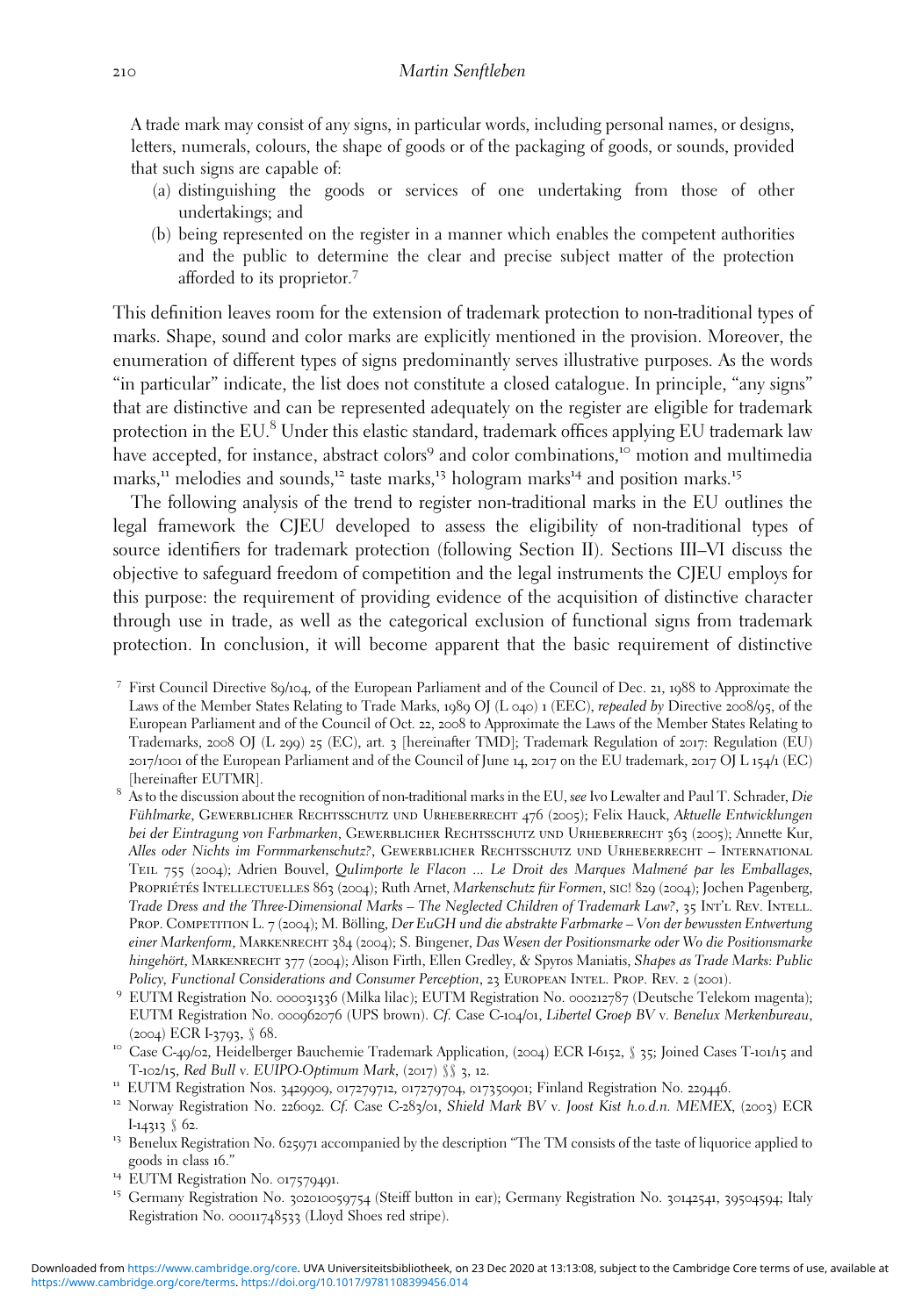A trade mark may consist of any signs, in particular words, including personal names, or designs, letters, numerals, colours, the shape of goods or of the packaging of goods, or sounds, provided that such signs are capable of:

(a) distinguishing the goods or services of one undertaking from those of other undertakings; and

(b) being represented on the register in a manner which enables the competent authorities and the public to determine the clear and precise subject matter of the protection afforded to its proprietor.[7]

This definition leaves room for the extension of trademark protection to non-traditional types of marks. Shape, sound and color marks are explicitly mentioned in the provision. Moreover, the enumeration of different types of signs predominantly serves illustrative purposes. As the words "in particular" indicate, the list does not constitute a closed catalogue. In principle, "any signs" that are distinctive and can be represented adequately on the register are eligible for trademark protection in the EU.[8] Under this elastic standard, trademark offices applying EU trademark law have accepted, for instance, abstract colors[9] and color combinations,[10] motion and multimedia marks,[11] melodies and sounds,[12] taste marks,[13] hologram marks[14] and position marks.[15]

The following analysis of the trend to register non-traditional marks in the EU outlines the legal framework the CJEU developed to assess the eligibility of non-traditional types of source identifiers for trademark protection (following Section II). Sections III–VI discuss the objective to safeguard freedom of competition and the legal instruments the CJEU employs for this purpose: the requirement of providing evidence of the acquisition of distinctive character through use in trade, as well as the categorical exclusion of functional signs from trademark protection. In conclusion, it will become apparent that the basic requirement of distinctive

[7] First Council Directive 89/104, of the European Parliament and of the Council of Dec. 21, 1988 to Approximate the Laws of the Member States Relating to Trade Marks, 1989 OJ (L 040) 1 (EEC), *repealed by* Directive 2008/95, of the European Parliament and of the Council of Oct. 22, 2008 to Approximate the Laws of the Member States Relating to Trademarks, 2008 OJ (L 299) 25 (EC), art. 3 [hereinafter TMD]; Trademark Regulation of 2017: Regulation (EU) 2017/1001 of the European Parliament and of the Council of June 14, 2017 on the EU trademark, 2017 OJ L 154/1 (EC) [hereinafter EUTMR].

[8] As to the discussion about the recognition of non-traditional marks in the EU, *see* Ivo Lewalter and Paul T. Schrader, *Die Fühlmarke*, Gewerblicher Rechtsschutz und Urheberrecht 476 (2005); Felix Hauck, *Aktuelle Entwicklungen bei der Eintragung von Farbmarken*, Gewerblicher Rechtsschutz und Urheberrecht 363 (2005); Annette Kur, *Alles oder Nichts im Formmarkenschutz?*, Gewerblicher Rechtsschutz und Urheberrecht – International Teil 755 (2004); Adrien Bouvel, *QuImporte le Flacon ... Le Droit des Marques Malmené par les Emballages*, Propriétés Intellectuelles 863 (2004); Ruth Arnet, *Markenschutz für Formen*, sic! 829 (2004); Jochen Pagenberg, *Trade Dress and the Three-Dimensional Marks – The Neglected Children of Trademark Law?*, 35 Int'l Rev. Intell. Prop. Competition L. 7 (2004); M. Bölling, *Der EuGH und die abstrakte Farbmarke – Von der bewussten Entwertung einer Markenform*, Markenrecht 384 (2004); S. Bingener, *Das Wesen der Positionsmarke oder Wo die Positionsmarke hingehört*, Markenrecht 377 (2004); Alison Firth, Ellen Gredley, & Spyros Maniatis, *Shapes as Trade Marks: Public Policy, Functional Considerations and Consumer Perception*, 23 European Intel. Prop. Rev. 2 (2001).

[9] EUTM Registration No. 000031336 (Milka lilac); EUTM Registration No. 000212787 (Deutsche Telekom magenta); EUTM Registration No. 000962076 (UPS brown). *Cf.* Case C-104/01, *Libertel Groep BV* v. *Benelux Merkenbureau*, (2004) ECR I-3793, § 68.

[10] Case C-49/02, Heidelberger Bauchemie Trademark Application, (2004) ECR I-6152, § 35; Joined Cases T-101/15 and T-102/15, *Red Bull* v. *EUIPO-Optimum Mark*, (2017) §§ 3, 12.

[11] EUTM Registration Nos. 3429909, 017279712, 017279704, 017350901; Finland Registration No. 229446.

[12] Norway Registration No. 226092. *Cf.* Case C-283/01, *Shield Mark BV* v. *Joost Kist h.o.d.n. MEMEX*, (2003) ECR I-14313 § 62.

[13] Benelux Registration No. 625971 accompanied by the description "The TM consists of the taste of liquorice applied to goods in class 16."

[14] EUTM Registration No. 017579491.

[15] Germany Registration No. 302010059754 (Steiff button in ear); Germany Registration No. 30142541, 39504594; Italy Registration No. 00011748533 (Lloyd Shoes red stripe).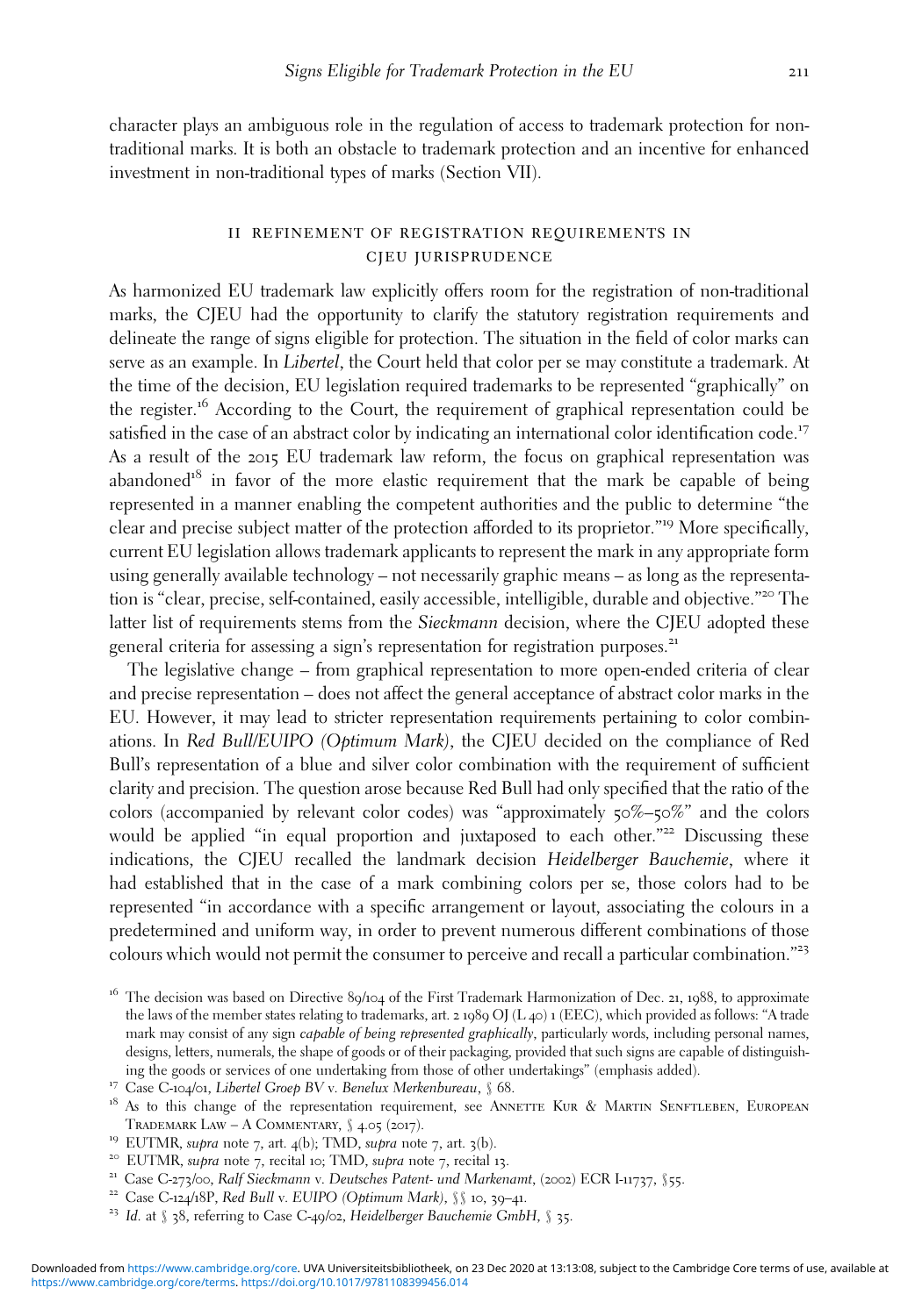character plays an ambiguous role in the regulation of access to trademark protection for non-traditional marks. It is both an obstacle to trademark protection and an incentive for enhanced investment in non-traditional types of marks (Section VII).

## II REFINEMENT OF REGISTRATION REQUIREMENTS IN CJEU JURISPRUDENCE

As harmonized EU trademark law explicitly offers room for the registration of non-traditional marks, the CJEU had the opportunity to clarify the statutory registration requirements and delineate the range of signs eligible for protection. The situation in the field of color marks can serve as an example. In *Libertel*, the Court held that color per se may constitute a trademark. At the time of the decision, EU legislation required trademarks to be represented "graphically" on the register.[16] According to the Court, the requirement of graphical representation could be satisfied in the case of an abstract color by indicating an international color identification code.[17] As a result of the 2015 EU trademark law reform, the focus on graphical representation was abandoned[18] in favor of the more elastic requirement that the mark be capable of being represented in a manner enabling the competent authorities and the public to determine "the clear and precise subject matter of the protection afforded to its proprietor."[19] More specifically, current EU legislation allows trademark applicants to represent the mark in any appropriate form using generally available technology – not necessarily graphic means – as long as the representation is "clear, precise, self-contained, easily accessible, intelligible, durable and objective."[20] The latter list of requirements stems from the *Sieckmann* decision, where the CJEU adopted these general criteria for assessing a sign's representation for registration purposes.[21]

The legislative change – from graphical representation to more open-ended criteria of clear and precise representation – does not affect the general acceptance of abstract color marks in the EU. However, it may lead to stricter representation requirements pertaining to color combinations. In *Red Bull/EUIPO (Optimum Mark)*, the CJEU decided on the compliance of Red Bull's representation of a blue and silver color combination with the requirement of sufficient clarity and precision. The question arose because Red Bull had only specified that the ratio of the colors (accompanied by relevant color codes) was "approximately 50%–50%" and the colors would be applied "in equal proportion and juxtaposed to each other."[22] Discussing these indications, the CJEU recalled the landmark decision *Heidelberger Bauchemie*, where it had established that in the case of a mark combining colors per se, those colors had to be represented "in accordance with a specific arrangement or layout, associating the colours in a predetermined and uniform way, in order to prevent numerous different combinations of those colours which would not permit the consumer to perceive and recall a particular combination."[23]

[16] The decision was based on Directive 89/104 of the First Trademark Harmonization of Dec. 21, 1988, to approximate the laws of the member states relating to trademarks, art. 2 1989 OJ (L 40) 1 (EEC), which provided as follows: "A trade mark may consist of any sign *capable of being represented graphically*, particularly words, including personal names, designs, letters, numerals, the shape of goods or of their packaging, provided that such signs are capable of distinguishing the goods or services of one undertaking from those of other undertakings" (emphasis added).

[17] Case C-104/01, *Libertel Groep BV v. Benelux Merkenbureau*, § 68.

[18] As to this change of the representation requirement, see Annette Kur & Martin Senftleben, European Trademark Law – A Commentary, § 4.05 (2017).

[19] EUTMR, *supra* note 7, art. 4(b); TMD, *supra* note 7, art. 3(b).

[20] EUTMR, *supra* note 7, recital 10; TMD, *supra* note 7, recital 13.

[21] Case C-273/00, *Ralf Sieckmann v. Deutsches Patent- und Markenamt*, (2002) ECR I-11737, §55.

[22] Case C-124/18P, *Red Bull v. EUIPO (Optimum Mark)*, §§ 10, 39–41.

[23] *Id.* at § 38, referring to Case C-49/02, *Heidelberger Bauchemie GmbH*, § 35.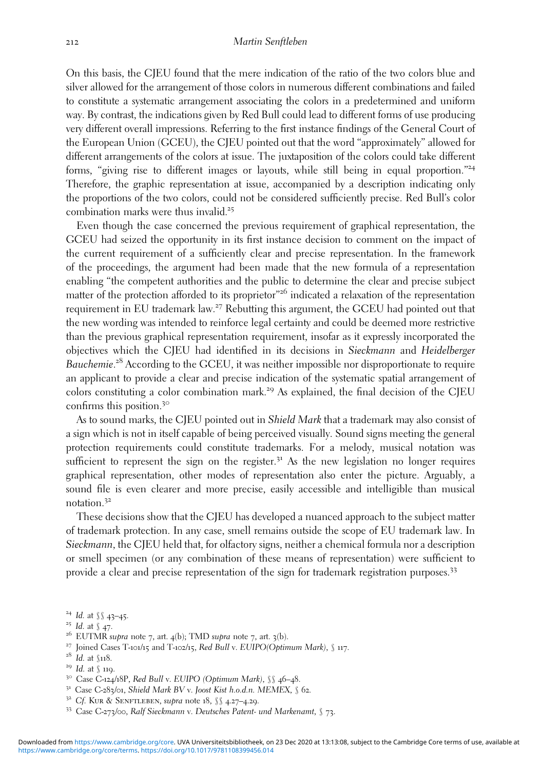On this basis, the CJEU found that the mere indication of the ratio of the two colors blue and silver allowed for the arrangement of those colors in numerous different combinations and failed to constitute a systematic arrangement associating the colors in a predetermined and uniform way. By contrast, the indications given by Red Bull could lead to different forms of use producing very different overall impressions. Referring to the first instance findings of the General Court of the European Union (GCEU), the CJEU pointed out that the word "approximately" allowed for different arrangements of the colors at issue. The juxtaposition of the colors could take different forms, "giving rise to different images or layouts, while still being in equal proportion."[24] Therefore, the graphic representation at issue, accompanied by a description indicating only the proportions of the two colors, could not be considered sufficiently precise. Red Bull's color combination marks were thus invalid.[25]

Even though the case concerned the previous requirement of graphical representation, the GCEU had seized the opportunity in its first instance decision to comment on the impact of the current requirement of a sufficiently clear and precise representation. In the framework of the proceedings, the argument had been made that the new formula of a representation enabling "the competent authorities and the public to determine the clear and precise subject matter of the protection afforded to its proprietor"[26] indicated a relaxation of the representation requirement in EU trademark law.[27] Rebutting this argument, the GCEU had pointed out that the new wording was intended to reinforce legal certainty and could be deemed more restrictive than the previous graphical representation requirement, insofar as it expressly incorporated the objectives which the CJEU had identified in its decisions in *Sieckmann* and *Heidelberger Bauchemie*.[28] According to the GCEU, it was neither impossible nor disproportionate to require an applicant to provide a clear and precise indication of the systematic spatial arrangement of colors constituting a color combination mark.[29] As explained, the final decision of the CJEU confirms this position.[30]

As to sound marks, the CJEU pointed out in *Shield Mark* that a trademark may also consist of a sign which is not in itself capable of being perceived visually. Sound signs meeting the general protection requirements could constitute trademarks. For a melody, musical notation was sufficient to represent the sign on the register.[31] As the new legislation no longer requires graphical representation, other modes of representation also enter the picture. Arguably, a sound file is even clearer and more precise, easily accessible and intelligible than musical notation.[32]

These decisions show that the CJEU has developed a nuanced approach to the subject matter of trademark protection. In any case, smell remains outside the scope of EU trademark law. In *Sieckmann*, the CJEU held that, for olfactory signs, neither a chemical formula nor a description or smell specimen (or any combination of these means of representation) were sufficient to provide a clear and precise representation of the sign for trademark registration purposes.[33]

---

[24] *Id.* at §§ 43–45.

[25] *Id.* at § 47.

[26] EUTMR *supra* note 7, art. 4(b); TMD *supra* note 7, art. 3(b).

[27] Joined Cases T-101/15 and T-102/15, *Red Bull* v. *EUIPO(Optimum Mark)*, § 117.

[28] *Id.* at §118.

[29] *Id.* at § 119.

[30] Case C-124/18P, *Red Bull* v. *EUIPO (Optimum Mark)*, §§ 46–48.

[31] Case C-283/01, *Shield Mark BV* v. *Joost Kist h.o.d.n. MEMEX*, § 62.

[32] *Cf.* Kur & Senftleben, *supra* note 18, §§ 4.27–4.29.

[33] Case C-273/00, *Ralf Sieckmann* v. *Deutsches Patent- und Markenamt*, § 73.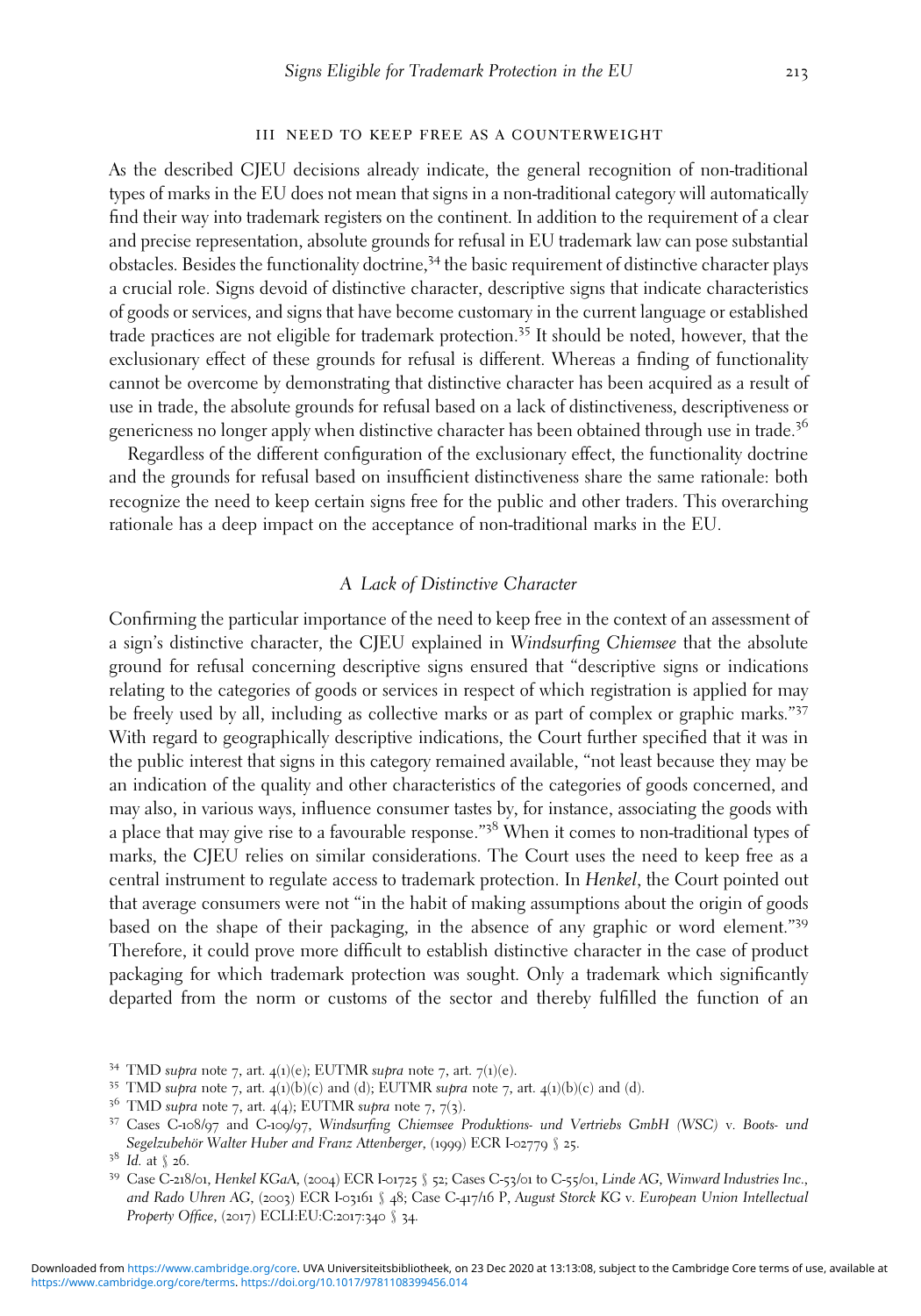## III NEED TO KEEP FREE AS A COUNTERWEIGHT

As the described CJEU decisions already indicate, the general recognition of non-traditional types of marks in the EU does not mean that signs in a non-traditional category will automatically find their way into trademark registers on the continent. In addition to the requirement of a clear and precise representation, absolute grounds for refusal in EU trademark law can pose substantial obstacles. Besides the functionality doctrine,[34] the basic requirement of distinctive character plays a crucial role. Signs devoid of distinctive character, descriptive signs that indicate characteristics of goods or services, and signs that have become customary in the current language or established trade practices are not eligible for trademark protection.[35] It should be noted, however, that the exclusionary effect of these grounds for refusal is different. Whereas a finding of functionality cannot be overcome by demonstrating that distinctive character has been acquired as a result of use in trade, the absolute grounds for refusal based on a lack of distinctiveness, descriptiveness or genericness no longer apply when distinctive character has been obtained through use in trade.[36]

Regardless of the different configuration of the exclusionary effect, the functionality doctrine and the grounds for refusal based on insufficient distinctiveness share the same rationale: both recognize the need to keep certain signs free for the public and other traders. This overarching rationale has a deep impact on the acceptance of non-traditional marks in the EU.

### A *Lack of Distinctive Character*

Confirming the particular importance of the need to keep free in the context of an assessment of a sign's distinctive character, the CJEU explained in *Windsurfing Chiemsee* that the absolute ground for refusal concerning descriptive signs ensured that "descriptive signs or indications relating to the categories of goods or services in respect of which registration is applied for may be freely used by all, including as collective marks or as part of complex or graphic marks."[37] With regard to geographically descriptive indications, the Court further specified that it was in the public interest that signs in this category remained available, "not least because they may be an indication of the quality and other characteristics of the categories of goods concerned, and may also, in various ways, influence consumer tastes by, for instance, associating the goods with a place that may give rise to a favourable response."[38] When it comes to non-traditional types of marks, the CJEU relies on similar considerations. The Court uses the need to keep free as a central instrument to regulate access to trademark protection. In *Henkel*, the Court pointed out that average consumers were not "in the habit of making assumptions about the origin of goods based on the shape of their packaging, in the absence of any graphic or word element."[39] Therefore, it could prove more difficult to establish distinctive character in the case of product packaging for which trademark protection was sought. Only a trademark which significantly departed from the norm or customs of the sector and thereby fulfilled the function of an

---

[34] TMD *supra* note 7, art. 4(1)(e); EUTMR *supra* note 7, art. 7(1)(e).

[35] TMD *supra* note 7, art. 4(1)(b)(c) and (d); EUTMR *supra* note 7, art. 4(1)(b)(c) and (d).

[36] TMD *supra* note 7, art. 4(4); EUTMR *supra* note 7, 7(3).

[37] Cases C-108/97 and C-109/97, *Windsurfing Chiemsee Produktions- und Vertriebs GmbH (WSC)* v. *Boots- und Segelzubehör Walter Huber and Franz Attenberger*, (1999) ECR I-02779 § 25.

[38] *Id.* at § 26.

[39] Case C-218/01, *Henkel KGaA*, (2004) ECR I-01725 § 52; Cases C-53/01 to C-55/01, *Linde AG, Winward Industries Inc., and Rado Uhren AG*, (2003) ECR I-03161 § 48; Case C-417/16 P, *August Storck KG* v. *European Union Intellectual Property Office*, (2017) ECLI:EU:C:2017:340 § 34.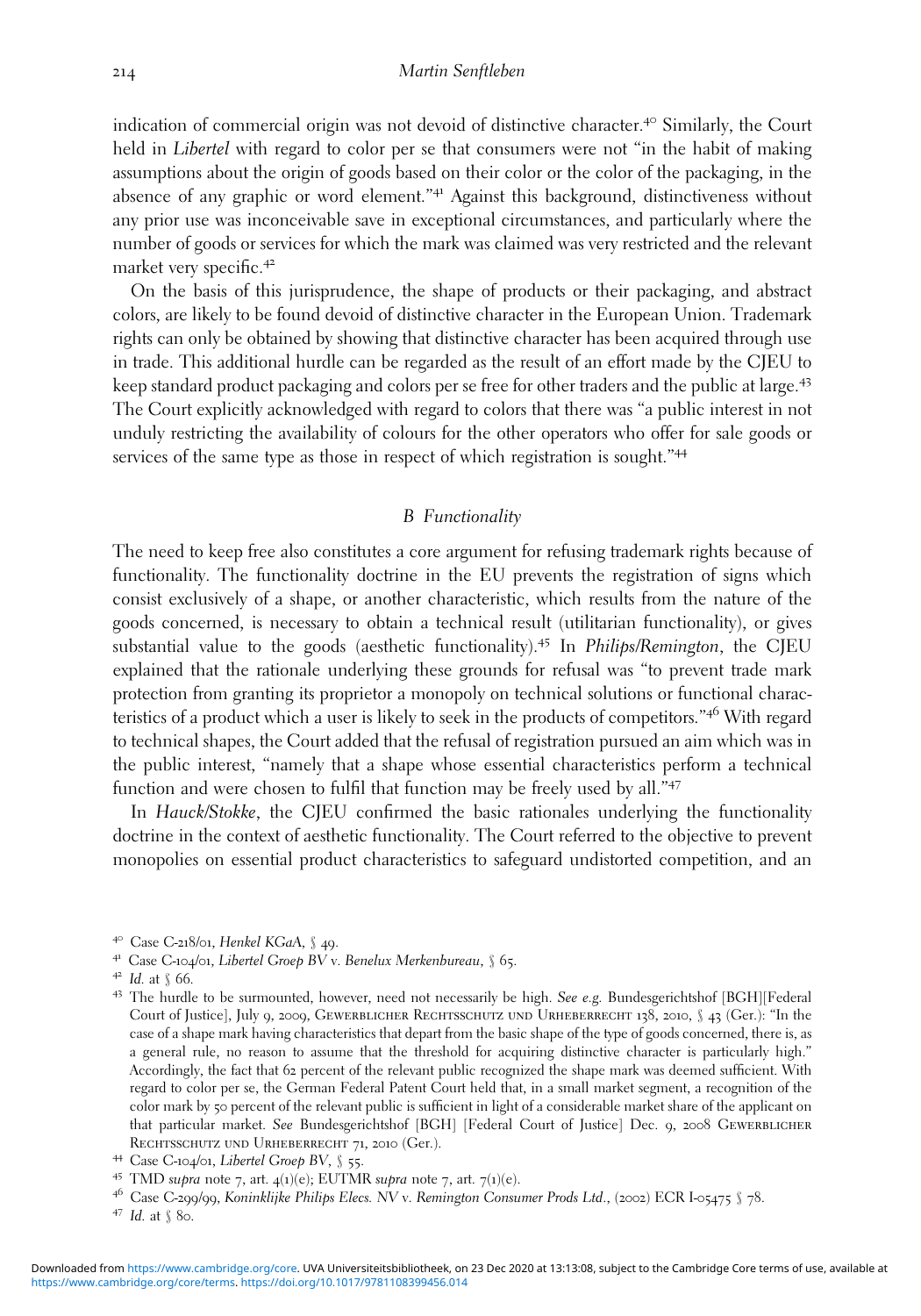indication of commercial origin was not devoid of distinctive character.[40] Similarly, the Court held in *Libertel* with regard to color per se that consumers were not "in the habit of making assumptions about the origin of goods based on their color or the color of the packaging, in the absence of any graphic or word element."[41] Against this background, distinctiveness without any prior use was inconceivable save in exceptional circumstances, and particularly where the number of goods or services for which the mark was claimed was very restricted and the relevant market very specific.[42]

On the basis of this jurisprudence, the shape of products or their packaging, and abstract colors, are likely to be found devoid of distinctive character in the European Union. Trademark rights can only be obtained by showing that distinctive character has been acquired through use in trade. This additional hurdle can be regarded as the result of an effort made by the CJEU to keep standard product packaging and colors per se free for other traders and the public at large.[43] The Court explicitly acknowledged with regard to colors that there was "a public interest in not unduly restricting the availability of colours for the other operators who offer for sale goods or services of the same type as those in respect of which registration is sought."[44]

### B Functionality

The need to keep free also constitutes a core argument for refusing trademark rights because of functionality. The functionality doctrine in the EU prevents the registration of signs which consist exclusively of a shape, or another characteristic, which results from the nature of the goods concerned, is necessary to obtain a technical result (utilitarian functionality), or gives substantial value to the goods (aesthetic functionality).[45] In *Philips/Remington*, the CJEU explained that the rationale underlying these grounds for refusal was "to prevent trade mark protection from granting its proprietor a monopoly on technical solutions or functional characteristics of a product which a user is likely to seek in the products of competitors."[46] With regard to technical shapes, the Court added that the refusal of registration pursued an aim which was in the public interest, "namely that a shape whose essential characteristics perform a technical function and were chosen to fulfil that function may be freely used by all."[47]

In *Hauck/Stokke*, the CJEU confirmed the basic rationales underlying the functionality doctrine in the context of aesthetic functionality. The Court referred to the objective to prevent monopolies on essential product characteristics to safeguard undistorted competition, and an

---

[40] Case C-218/01, *Henkel KGaA*, § 49.

[41] Case C-104/01, *Libertel Groep BV* v. *Benelux Merkenbureau*, § 65.

[42] *Id.* at § 66.

[43] The hurdle to be surmounted, however, need not necessarily be high. *See e.g.* Bundesgerichtshof [BGH][Federal Court of Justice], July 9, 2009, Gewerblicher Rechtsschutz und Urheberrecht 138, 2010, § 43 (Ger.): "In the case of a shape mark having characteristics that depart from the basic shape of the type of goods concerned, there is, as a general rule, no reason to assume that the threshold for acquiring distinctive character is particularly high." Accordingly, the fact that 62 percent of the relevant public recognized the shape mark was deemed sufficient. With regard to color per se, the German Federal Patent Court held that, in a small market segment, a recognition of the color mark by 50 percent of the relevant public is sufficient in light of a considerable market share of the applicant on that particular market. *See* Bundesgerichtshof [BGH] [Federal Court of Justice] Dec. 9, 2008 Gewerblicher Rechtsschutz und Urheberrecht 71, 2010 (Ger.).

[44] Case C-104/01, *Libertel Groep BV*, § 55.

[45] TMD *supra* note 7, art. 4(1)(e); EUTMR *supra* note 7, art. 7(1)(e).

[46] Case C-299/99, *Koninklijke Philips Elecs. NV* v. *Remington Consumer Prods Ltd.*, (2002) ECR I-05475 § 78.

[47] *Id.* at § 80.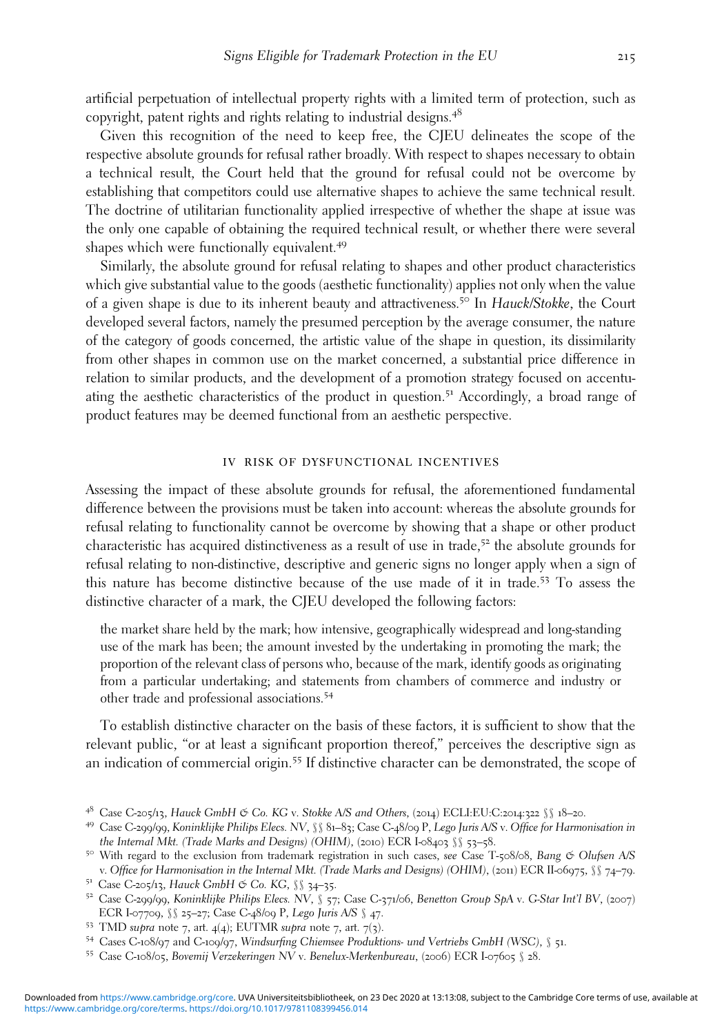artificial perpetuation of intellectual property rights with a limited term of protection, such as copyright, patent rights and rights relating to industrial designs.[48]

Given this recognition of the need to keep free, the CJEU delineates the scope of the respective absolute grounds for refusal rather broadly. With respect to shapes necessary to obtain a technical result, the Court held that the ground for refusal could not be overcome by establishing that competitors could use alternative shapes to achieve the same technical result. The doctrine of utilitarian functionality applied irrespective of whether the shape at issue was the only one capable of obtaining the required technical result, or whether there were several shapes which were functionally equivalent.[49]

Similarly, the absolute ground for refusal relating to shapes and other product characteristics which give substantial value to the goods (aesthetic functionality) applies not only when the value of a given shape is due to its inherent beauty and attractiveness.[50] In *Hauck/Stokke*, the Court developed several factors, namely the presumed perception by the average consumer, the nature of the category of goods concerned, the artistic value of the shape in question, its dissimilarity from other shapes in common use on the market concerned, a substantial price difference in relation to similar products, and the development of a promotion strategy focused on accentuating the aesthetic characteristics of the product in question.[51] Accordingly, a broad range of product features may be deemed functional from an aesthetic perspective.

## IV RISK OF DYSFUNCTIONAL INCENTIVES

Assessing the impact of these absolute grounds for refusal, the aforementioned fundamental difference between the provisions must be taken into account: whereas the absolute grounds for refusal relating to functionality cannot be overcome by showing that a shape or other product characteristic has acquired distinctiveness as a result of use in trade,[52] the absolute grounds for refusal relating to non-distinctive, descriptive and generic signs no longer apply when a sign of this nature has become distinctive because of the use made of it in trade.[53] To assess the distinctive character of a mark, the CJEU developed the following factors:

> the market share held by the mark; how intensive, geographically widespread and long-standing use of the mark has been; the amount invested by the undertaking in promoting the mark; the proportion of the relevant class of persons who, because of the mark, identify goods as originating from a particular undertaking; and statements from chambers of commerce and industry or other trade and professional associations.[54]

To establish distinctive character on the basis of these factors, it is sufficient to show that the relevant public, "or at least a significant proportion thereof," perceives the descriptive sign as an indication of commercial origin.[55] If distinctive character can be demonstrated, the scope of

---

[48] Case C-205/13, *Hauck GmbH & Co. KG* v. *Stokke A/S and Others*, (2014) ECLI:EU:C:2014:322 §§ 18–20.

[49] Case C-299/99, *Koninklijke Philips Elecs. NV*, §§ 81–83; Case C-48/09 P, *Lego Juris A/S* v. *Office for Harmonisation in the Internal Mkt. (Trade Marks and Designs) (OHIM)*, (2010) ECR I-08403 §§ 53–58.

[50] With regard to the exclusion from trademark registration in such cases, *see* Case T-508/08, *Bang & Olufsen A/S* v. *Office for Harmonisation in the Internal Mkt. (Trade Marks and Designs) (OHIM)*, (2011) ECR II-06975, §§ 74–79.

[51] Case C-205/13, *Hauck GmbH & Co. KG*, §§ 34–35.

[52] Case C-299/99, *Koninklijke Philips Elecs. NV*, § 57; Case C-371/06, *Benetton Group SpA* v. *G-Star Int'l BV*, (2007) ECR I-07709, §§ 25–27; Case C-48/09 P, *Lego Juris A/S* § 47.

[53] TMD *supra* note 7, art. 4(4); EUTMR *supra* note 7, art. 7(3).

[54] Cases C-108/97 and C-109/97, *Windsurfing Chiemsee Produktions- und Vertriebs GmbH (WSC)*, § 51.

[55] Case C-108/05, *Bovemij Verzekeringen NV* v. *Benelux-Merkenbureau*, (2006) ECR I-07605 § 28.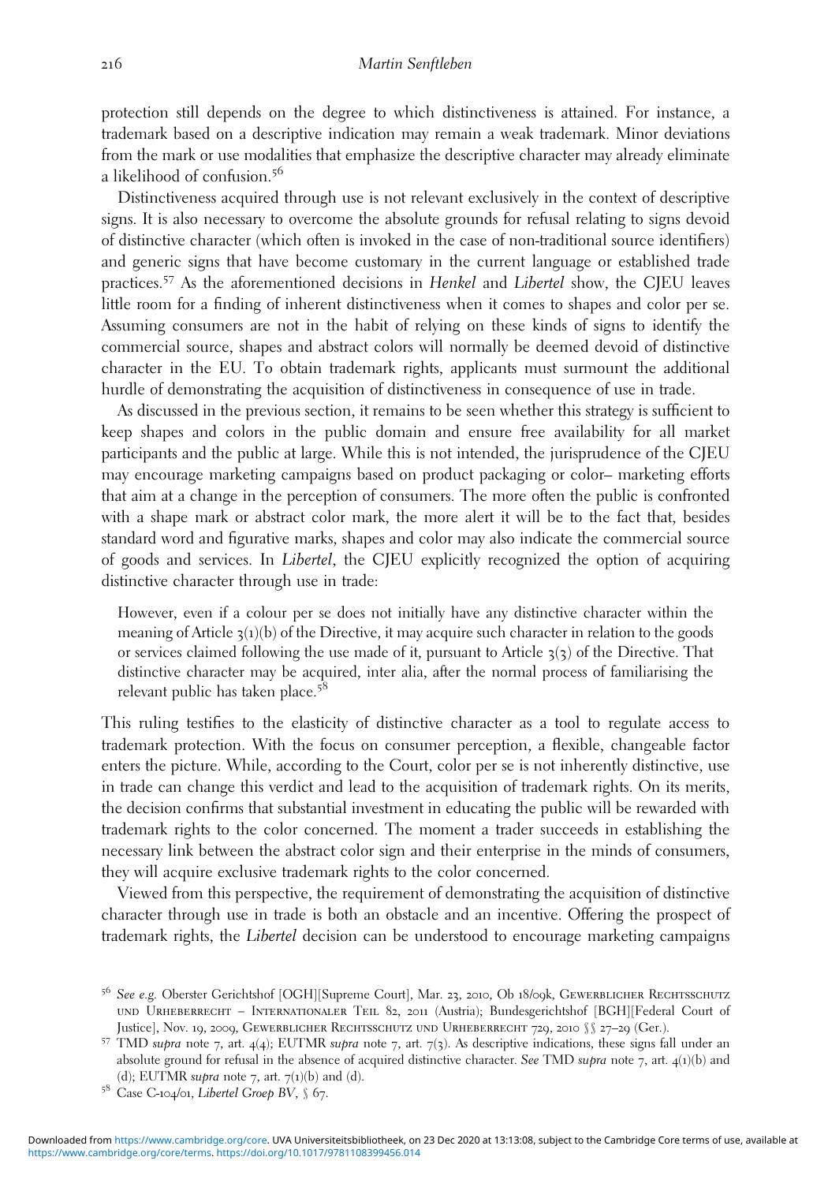protection still depends on the degree to which distinctiveness is attained. For instance, a trademark based on a descriptive indication may remain a weak trademark. Minor deviations from the mark or use modalities that emphasize the descriptive character may already eliminate a likelihood of confusion.[56]

Distinctiveness acquired through use is not relevant exclusively in the context of descriptive signs. It is also necessary to overcome the absolute grounds for refusal relating to signs devoid of distinctive character (which often is invoked in the case of non-traditional source identifiers) and generic signs that have become customary in the current language or established trade practices.[57] As the aforementioned decisions in *Henkel* and *Libertel* show, the CJEU leaves little room for a finding of inherent distinctiveness when it comes to shapes and color per se. Assuming consumers are not in the habit of relying on these kinds of signs to identify the commercial source, shapes and abstract colors will normally be deemed devoid of distinctive character in the EU. To obtain trademark rights, applicants must surmount the additional hurdle of demonstrating the acquisition of distinctiveness in consequence of use in trade.

As discussed in the previous section, it remains to be seen whether this strategy is sufficient to keep shapes and colors in the public domain and ensure free availability for all market participants and the public at large. While this is not intended, the jurisprudence of the CJEU may encourage marketing campaigns based on product packaging or color– marketing efforts that aim at a change in the perception of consumers. The more often the public is confronted with a shape mark or abstract color mark, the more alert it will be to the fact that, besides standard word and figurative marks, shapes and color may also indicate the commercial source of goods and services. In *Libertel*, the CJEU explicitly recognized the option of acquiring distinctive character through use in trade:

> However, even if a colour per se does not initially have any distinctive character within the meaning of Article 3(1)(b) of the Directive, it may acquire such character in relation to the goods or services claimed following the use made of it, pursuant to Article 3(3) of the Directive. That distinctive character may be acquired, inter alia, after the normal process of familiarising the relevant public has taken place.[58]

This ruling testifies to the elasticity of distinctive character as a tool to regulate access to trademark protection. With the focus on consumer perception, a flexible, changeable factor enters the picture. While, according to the Court, color per se is not inherently distinctive, use in trade can change this verdict and lead to the acquisition of trademark rights. On its merits, the decision confirms that substantial investment in educating the public will be rewarded with trademark rights to the color concerned. The moment a trader succeeds in establishing the necessary link between the abstract color sign and their enterprise in the minds of consumers, they will acquire exclusive trademark rights to the color concerned.

Viewed from this perspective, the requirement of demonstrating the acquisition of distinctive character through use in trade is both an obstacle and an incentive. Offering the prospect of trademark rights, the *Libertel* decision can be understood to encourage marketing campaigns

---

[56] *See e.g.* Oberster Gerichtshof [OGH][Supreme Court], Mar. 23, 2010, Ob 18/09k, Gewerblicher Rechtsschutz und Urheberrecht – Internationaler Teil 82, 2011 (Austria); Bundesgerichtshof [BGH][Federal Court of Justice], Nov. 19, 2009, Gewerblicher Rechtsschutz und Urheberrecht 729, 2010 §§ 27–29 (Ger.).

[57] TMD *supra* note 7, art. 4(4); EUTMR *supra* note 7, art. 7(3). As descriptive indications, these signs fall under an absolute ground for refusal in the absence of acquired distinctive character. *See* TMD *supra* note 7, art. 4(1)(b) and (d); EUTMR *supra* note 7, art. 7(1)(b) and (d).

[58] Case C-104/01, *Libertel Groep BV*, § 67.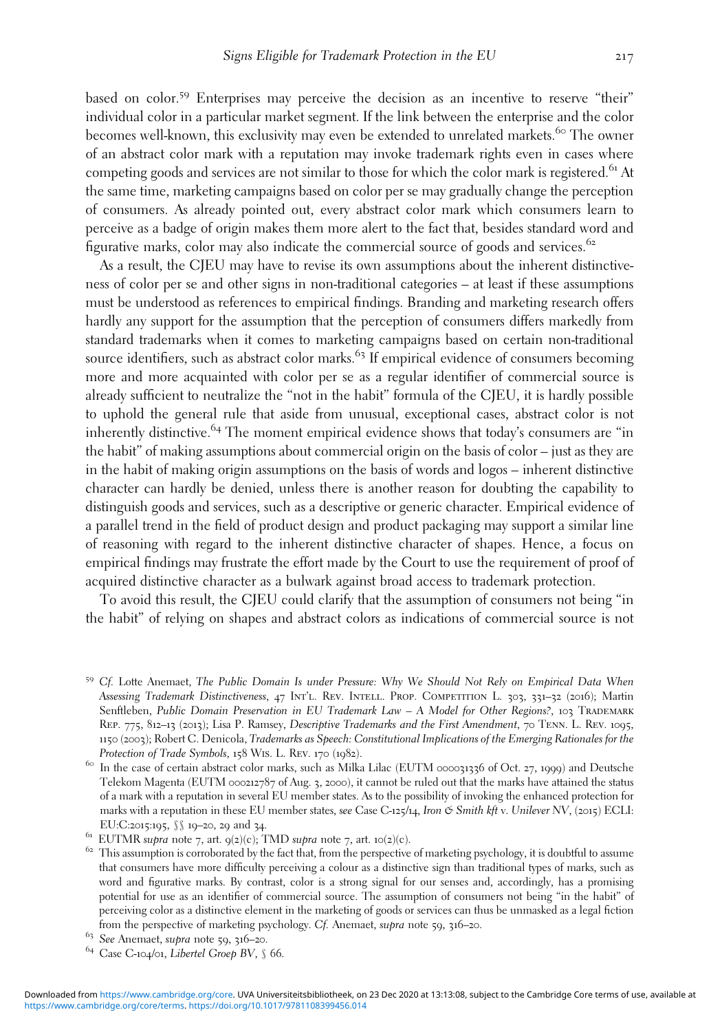based on color.[59] Enterprises may perceive the decision as an incentive to reserve "their" individual color in a particular market segment. If the link between the enterprise and the color becomes well-known, this exclusivity may even be extended to unrelated markets.[60] The owner of an abstract color mark with a reputation may invoke trademark rights even in cases where competing goods and services are not similar to those for which the color mark is registered.[61] At the same time, marketing campaigns based on color per se may gradually change the perception of consumers. As already pointed out, every abstract color mark which consumers learn to perceive as a badge of origin makes them more alert to the fact that, besides standard word and figurative marks, color may also indicate the commercial source of goods and services.[62]

As a result, the CJEU may have to revise its own assumptions about the inherent distinctiveness of color per se and other signs in non-traditional categories – at least if these assumptions must be understood as references to empirical findings. Branding and marketing research offers hardly any support for the assumption that the perception of consumers differs markedly from standard trademarks when it comes to marketing campaigns based on certain non-traditional source identifiers, such as abstract color marks.[63] If empirical evidence of consumers becoming more and more acquainted with color per se as a regular identifier of commercial source is already sufficient to neutralize the "not in the habit" formula of the CJEU, it is hardly possible to uphold the general rule that aside from unusual, exceptional cases, abstract color is not inherently distinctive.[64] The moment empirical evidence shows that today's consumers are "in the habit" of making assumptions about commercial origin on the basis of color – just as they are in the habit of making origin assumptions on the basis of words and logos – inherent distinctive character can hardly be denied, unless there is another reason for doubting the capability to distinguish goods and services, such as a descriptive or generic character. Empirical evidence of a parallel trend in the field of product design and product packaging may support a similar line of reasoning with regard to the inherent distinctive character of shapes. Hence, a focus on empirical findings may frustrate the effort made by the Court to use the requirement of proof of acquired distinctive character as a bulwark against broad access to trademark protection.

To avoid this result, the CJEU could clarify that the assumption of consumers not being "in the habit" of relying on shapes and abstract colors as indications of commercial source is not

[59] *Cf.* Lotte Anemaet, *The Public Domain Is under Pressure: Why We Should Not Rely on Empirical Data When Assessing Trademark Distinctiveness*, 47 Int'l. Rev. Intell. Prop. Competition L. 303, 331–32 (2016); Martin Senftleben, *Public Domain Preservation in EU Trademark Law – A Model for Other Regions?*, 103 Trademark Rep. 775, 812–13 (2013); Lisa P. Ramsey, *Descriptive Trademarks and the First Amendment*, 70 Tenn. L. Rev. 1095, 1150 (2003); Robert C. Denicola, *Trademarks as Speech: Constitutional Implications of the Emerging Rationales for the Protection of Trade Symbols*, 158 Wis. L. Rev. 170 (1982).

[60] In the case of certain abstract color marks, such as Milka Lilac (EUTM 000031336 of Oct. 27, 1999) and Deutsche Telekom Magenta (EUTM 000212787 of Aug. 3, 2000), it cannot be ruled out that the marks have attained the status of a mark with a reputation in several EU member states. As to the possibility of invoking the enhanced protection for marks with a reputation in these EU member states, *see* Case C-125/14, *Iron & Smith kft* v. *Unilever NV*, (2015) ECLI: EU:C:2015:195, §§ 19–20, 29 and 34.

[61] EUTMR *supra* note 7, art. 9(2)(c); TMD *supra* note 7, art. 10(2)(c).

[62] This assumption is corroborated by the fact that, from the perspective of marketing psychology, it is doubtful to assume that consumers have more difficulty perceiving a colour as a distinctive sign than traditional types of marks, such as word and figurative marks. By contrast, color is a strong signal for our senses and, accordingly, has a promising potential for use as an identifier of commercial source. The assumption of consumers not being "in the habit" of perceiving color as a distinctive element in the marketing of goods or services can thus be unmasked as a legal fiction from the perspective of marketing psychology. *Cf.* Anemaet, *supra* note 59, 316–20.

[63] *See* Anemaet, *supra* note 59, 316–20.

[64] Case C-104/01, *Libertel Groep BV*, § 66.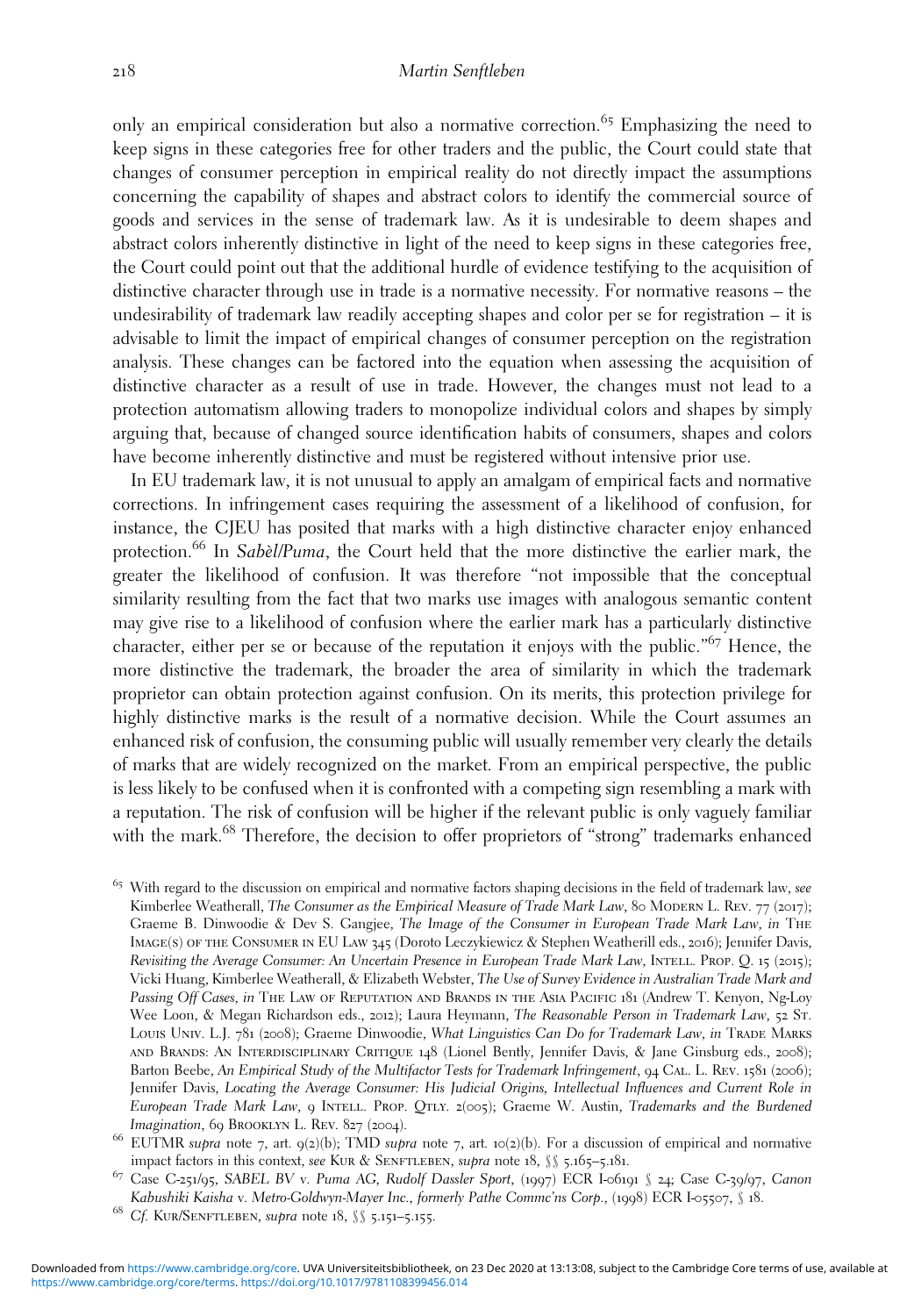only an empirical consideration but also a normative correction.[65] Emphasizing the need to keep signs in these categories free for other traders and the public, the Court could state that changes of consumer perception in empirical reality do not directly impact the assumptions concerning the capability of shapes and abstract colors to identify the commercial source of goods and services in the sense of trademark law. As it is undesirable to deem shapes and abstract colors inherently distinctive in light of the need to keep signs in these categories free, the Court could point out that the additional hurdle of evidence testifying to the acquisition of distinctive character through use in trade is a normative necessity. For normative reasons – the undesirability of trademark law readily accepting shapes and color per se for registration – it is advisable to limit the impact of empirical changes of consumer perception on the registration analysis. These changes can be factored into the equation when assessing the acquisition of distinctive character as a result of use in trade. However, the changes must not lead to a protection automatism allowing traders to monopolize individual colors and shapes by simply arguing that, because of changed source identification habits of consumers, shapes and colors have become inherently distinctive and must be registered without intensive prior use.

In EU trademark law, it is not unusual to apply an amalgam of empirical facts and normative corrections. In infringement cases requiring the assessment of a likelihood of confusion, for instance, the CJEU has posited that marks with a high distinctive character enjoy enhanced protection.[66] In *Sabèl/Puma*, the Court held that the more distinctive the earlier mark, the greater the likelihood of confusion. It was therefore "not impossible that the conceptual similarity resulting from the fact that two marks use images with analogous semantic content may give rise to a likelihood of confusion where the earlier mark has a particularly distinctive character, either per se or because of the reputation it enjoys with the public."[67] Hence, the more distinctive the trademark, the broader the area of similarity in which the trademark proprietor can obtain protection against confusion. On its merits, this protection privilege for highly distinctive marks is the result of a normative decision. While the Court assumes an enhanced risk of confusion, the consuming public will usually remember very clearly the details of marks that are widely recognized on the market. From an empirical perspective, the public is less likely to be confused when it is confronted with a competing sign resembling a mark with a reputation. The risk of confusion will be higher if the relevant public is only vaguely familiar with the mark.[68] Therefore, the decision to offer proprietors of "strong" trademarks enhanced

[65] With regard to the discussion on empirical and normative factors shaping decisions in the field of trademark law, *see* Kimberlee Weatherall, *The Consumer as the Empirical Measure of Trade Mark Law*, 80 Modern L. Rev. 77 (2017); Graeme B. Dinwoodie & Dev S. Gangjee, *The Image of the Consumer in European Trade Mark Law*, *in* The Image(s) of the Consumer in EU Law 345 (Doroto Leczykiewicz & Stephen Weatherill eds., 2016); Jennifer Davis, *Revisiting the Average Consumer: An Uncertain Presence in European Trade Mark Law*, Intell. Prop. Q. 15 (2015); Vicki Huang, Kimberlee Weatherall, & Elizabeth Webster, *The Use of Survey Evidence in Australian Trade Mark and Passing Off Cases*, *in* The Law of Reputation and Brands in the Asia Pacific 181 (Andrew T. Kenyon, Ng-Loy Wee Loon, & Megan Richardson eds., 2012); Laura Heymann, *The Reasonable Person in Trademark Law*, 52 St. Louis Univ. L.J. 781 (2008); Graeme Dinwoodie, *What Linguistics Can Do for Trademark Law*, *in* Trade Marks and Brands: An Interdisciplinary Critique 148 (Lionel Bently, Jennifer Davis, & Jane Ginsburg eds., 2008); Barton Beebe, *An Empirical Study of the Multifactor Tests for Trademark Infringement*, 94 Cal. L. Rev. 1581 (2006); Jennifer Davis, *Locating the Average Consumer: His Judicial Origins, Intellectual Influences and Current Role in European Trade Mark Law*, 9 Intell. Prop. Qtly. 2(005); Graeme W. Austin, *Trademarks and the Burdened Imagination*, 69 Brooklyn L. Rev. 827 (2004).

[66] EUTMR *supra* note 7, art. 9(2)(b); TMD *supra* note 7, art. 10(2)(b). For a discussion of empirical and normative impact factors in this context, *see* Kur & Senftleben, *supra* note 18, §§ 5.165–5.181.

[67] Case C-251/95, *SABEL BV* v. *Puma AG, Rudolf Dassler Sport*, (1997) ECR I-06191 § 24; Case C-39/97, *Canon Kabushiki Kaisha* v. *Metro-Goldwyn-Mayer Inc., formerly Pathe Commc'ns Corp.*, (1998) ECR I-05507, § 18.

[68] *Cf.* Kur/Senftleben, *supra* note 18, §§ 5.151–5.155.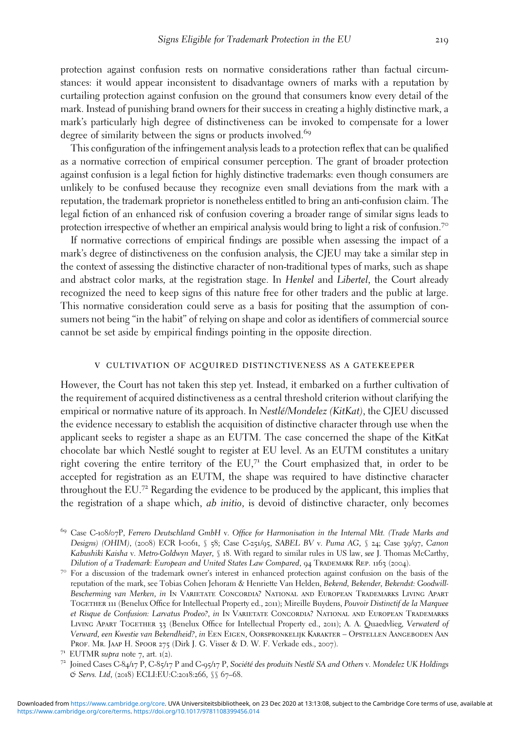protection against confusion rests on normative considerations rather than factual circumstances: it would appear inconsistent to disadvantage owners of marks with a reputation by curtailing protection against confusion on the ground that consumers know every detail of the mark. Instead of punishing brand owners for their success in creating a highly distinctive mark, a mark's particularly high degree of distinctiveness can be invoked to compensate for a lower degree of similarity between the signs or products involved.[69]

This configuration of the infringement analysis leads to a protection reflex that can be qualified as a normative correction of empirical consumer perception. The grant of broader protection against confusion is a legal fiction for highly distinctive trademarks: even though consumers are unlikely to be confused because they recognize even small deviations from the mark with a reputation, the trademark proprietor is nonetheless entitled to bring an anti-confusion claim. The legal fiction of an enhanced risk of confusion covering a broader range of similar signs leads to protection irrespective of whether an empirical analysis would bring to light a risk of confusion.[70]

If normative corrections of empirical findings are possible when assessing the impact of a mark's degree of distinctiveness on the confusion analysis, the CJEU may take a similar step in the context of assessing the distinctive character of non-traditional types of marks, such as shape and abstract color marks, at the registration stage. In *Henkel* and *Libertel*, the Court already recognized the need to keep signs of this nature free for other traders and the public at large. This normative consideration could serve as a basis for positing that the assumption of consumers not being "in the habit" of relying on shape and color as identifiers of commercial source cannot be set aside by empirical findings pointing in the opposite direction.

## V Cultivation of Acquired Distinctiveness as a Gatekeeper

However, the Court has not taken this step yet. Instead, it embarked on a further cultivation of the requirement of acquired distinctiveness as a central threshold criterion without clarifying the empirical or normative nature of its approach. In *Nestlé/Mondelez (KitKat)*, the CJEU discussed the evidence necessary to establish the acquisition of distinctive character through use when the applicant seeks to register a shape as an EUTM. The case concerned the shape of the KitKat chocolate bar which Nestlé sought to register at EU level. As an EUTM constitutes a unitary right covering the entire territory of the EU,[71] the Court emphasized that, in order to be accepted for registration as an EUTM, the shape was required to have distinctive character throughout the EU.[72] Regarding the evidence to be produced by the applicant, this implies that the registration of a shape which, *ab initio*, is devoid of distinctive character, only becomes

---

[69] Case C-108/07P, *Ferrero Deutschland GmbH v. Office for Harmonisation in the Internal Mkt. (Trade Marks and Designs) (OHIM)*, (2008) ECR I-0061, § 58; Case C-251/95, *SABEL BV v. Puma AG*, § 24; Case 39/97, *Canon Kabushiki Kaisha v. Metro-Goldwyn Mayer*, § 18. With regard to similar rules in US law, *see* J. Thomas McCarthy, *Dilution of a Trademark: European and United States Law Compared*, 94 Trademark Rep. 1163 (2004).

[70] For a discussion of the trademark owner's interest in enhanced protection against confusion on the basis of the reputation of the mark, see Tobias Cohen Jehoram & Henriette Van Helden, *Bekend, Bekender, Bekendst: Goodwill-Bescherming van Merken*, *in* In Varietate Concordia? National and European Trademarks Living Apart Together 111 (Benelux Office for Intellectual Property ed., 2011); Mireille Buydens, *Pouvoir Distinctif de la Marquee et Risque de Confusion: Larvatus Prodeo?*, *in* In Varietate Concordia? National and European Trademarks Living Apart Together 33 (Benelux Office for Intellectual Property ed., 2011); A. A. Quaedvlieg, *Verwaterd of Verward, een Kwestie van Bekendheid?*, *in* Een Eigen, Oorspronkelijk Karakter – Opstellen Aangeboden Aan Prof. Mr. Jaap H. Spoor 275 (Dirk J. G. Visser & D. W. F. Verkade eds., 2007).

[71] EUTMR *supra* note 7, art. 1(2).

[72] Joined Cases C-84/17 P, C-85/17 P and C-95/17 P, *Société des produits Nestlé SA and Others v. Mondelez UK Holdings & Servs. Ltd*, (2018) ECLI:EU:C:2018:266, §§ 67–68.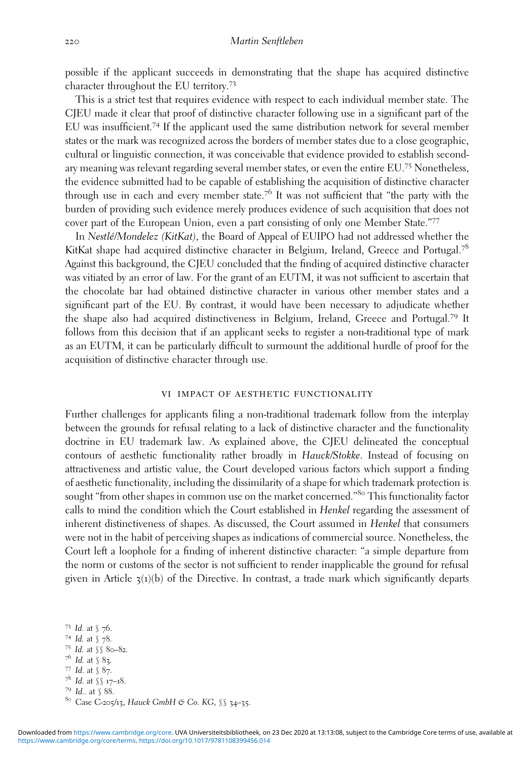possible if the applicant succeeds in demonstrating that the shape has acquired distinctive character throughout the EU territory.[73]

This is a strict test that requires evidence with respect to each individual member state. The CJEU made it clear that proof of distinctive character following use in a significant part of the EU was insufficient.[74] If the applicant used the same distribution network for several member states or the mark was recognized across the borders of member states due to a close geographic, cultural or linguistic connection, it was conceivable that evidence provided to establish secondary meaning was relevant regarding several member states, or even the entire EU.[75] Nonetheless, the evidence submitted had to be capable of establishing the acquisition of distinctive character through use in each and every member state.[76] It was not sufficient that "the party with the burden of providing such evidence merely produces evidence of such acquisition that does not cover part of the European Union, even a part consisting of only one Member State."[77]

In *Nestlé/Mondelez (KitKat)*, the Board of Appeal of EUIPO had not addressed whether the KitKat shape had acquired distinctive character in Belgium, Ireland, Greece and Portugal.[78] Against this background, the CJEU concluded that the finding of acquired distinctive character was vitiated by an error of law. For the grant of an EUTM, it was not sufficient to ascertain that the chocolate bar had obtained distinctive character in various other member states and a significant part of the EU. By contrast, it would have been necessary to adjudicate whether the shape also had acquired distinctiveness in Belgium, Ireland, Greece and Portugal.[79] It follows from this decision that if an applicant seeks to register a non-traditional type of mark as an EUTM, it can be particularly difficult to surmount the additional hurdle of proof for the acquisition of distinctive character through use.

## VI IMPACT OF AESTHETIC FUNCTIONALITY

Further challenges for applicants filing a non-traditional trademark follow from the interplay between the grounds for refusal relating to a lack of distinctive character and the functionality doctrine in EU trademark law. As explained above, the CJEU delineated the conceptual contours of aesthetic functionality rather broadly in *Hauck/Stokke*. Instead of focusing on attractiveness and artistic value, the Court developed various factors which support a finding of aesthetic functionality, including the dissimilarity of a shape for which trademark protection is sought "from other shapes in common use on the market concerned."[80] This functionality factor calls to mind the condition which the Court established in *Henkel* regarding the assessment of inherent distinctiveness of shapes. As discussed, the Court assumed in *Henkel* that consumers were not in the habit of perceiving shapes as indications of commercial source. Nonetheless, the Court left a loophole for a finding of inherent distinctive character: "a simple departure from the norm or customs of the sector is not sufficient to render inapplicable the ground for refusal given in Article 3(1)(b) of the Directive. In contrast, a trade mark which significantly departs

[73] *Id.* at § 76.
[74] *Id.* at § 78.
[75] *Id.* at §§ 80–82.
[76] *Id.* at § 83.
[77] *Id.* at § 87.
[78] *Id.* at §§ 17–18.
[79] *Id.*. at § 88.
[80] Case C-205/13, *Hauck GmbH & Co. KG*, §§ 34–35.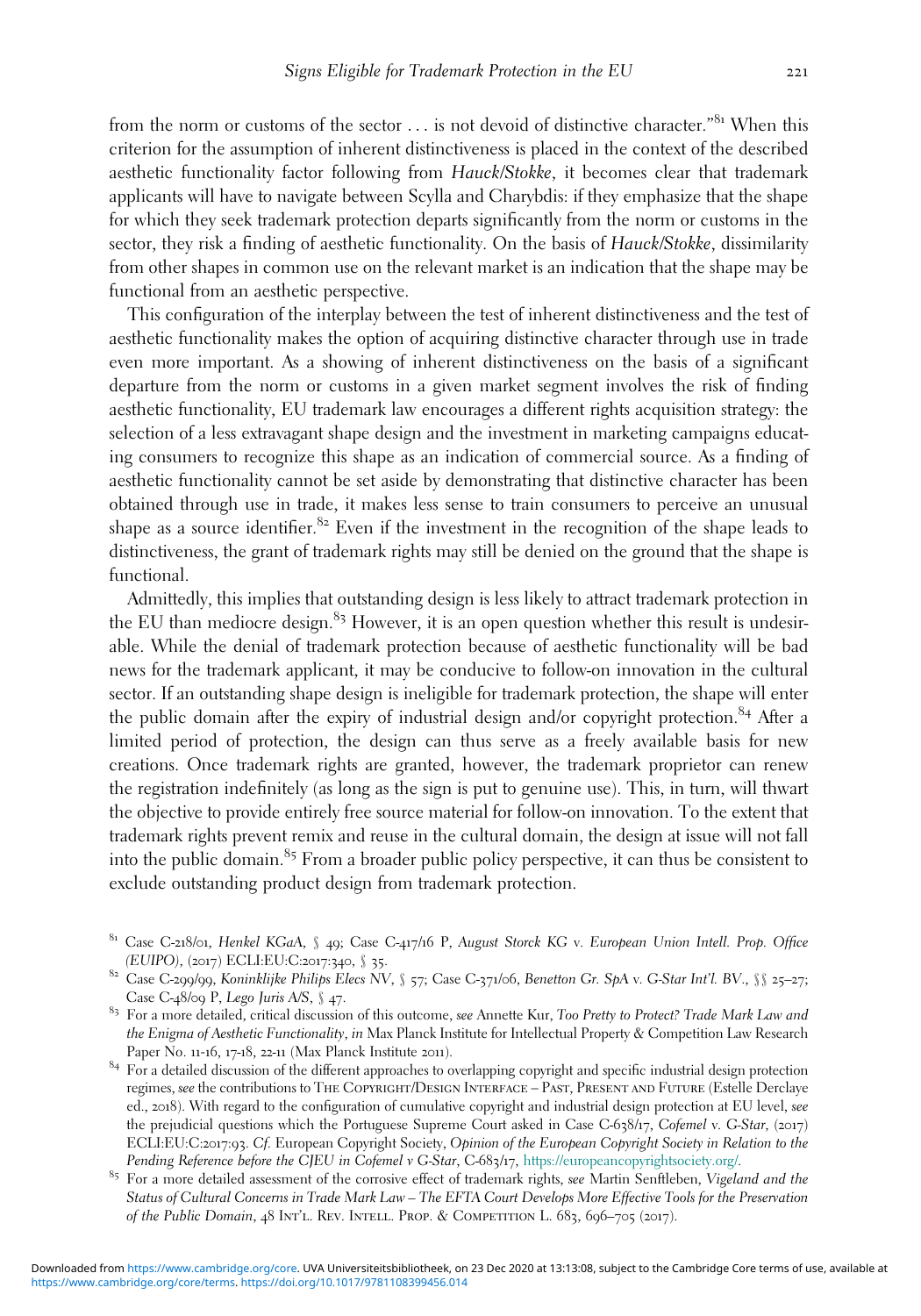from the norm or customs of the sector . . . is not devoid of distinctive character."[81] When this criterion for the assumption of inherent distinctiveness is placed in the context of the described aesthetic functionality factor following from *Hauck/Stokke*, it becomes clear that trademark applicants will have to navigate between Scylla and Charybdis: if they emphasize that the shape for which they seek trademark protection departs significantly from the norm or customs in the sector, they risk a finding of aesthetic functionality. On the basis of *Hauck/Stokke*, dissimilarity from other shapes in common use on the relevant market is an indication that the shape may be functional from an aesthetic perspective.

This configuration of the interplay between the test of inherent distinctiveness and the test of aesthetic functionality makes the option of acquiring distinctive character through use in trade even more important. As a showing of inherent distinctiveness on the basis of a significant departure from the norm or customs in a given market segment involves the risk of finding aesthetic functionality, EU trademark law encourages a different rights acquisition strategy: the selection of a less extravagant shape design and the investment in marketing campaigns educating consumers to recognize this shape as an indication of commercial source. As a finding of aesthetic functionality cannot be set aside by demonstrating that distinctive character has been obtained through use in trade, it makes less sense to train consumers to perceive an unusual shape as a source identifier.[82] Even if the investment in the recognition of the shape leads to distinctiveness, the grant of trademark rights may still be denied on the ground that the shape is functional.

Admittedly, this implies that outstanding design is less likely to attract trademark protection in the EU than mediocre design.[83] However, it is an open question whether this result is undesirable. While the denial of trademark protection because of aesthetic functionality will be bad news for the trademark applicant, it may be conducive to follow-on innovation in the cultural sector. If an outstanding shape design is ineligible for trademark protection, the shape will enter the public domain after the expiry of industrial design and/or copyright protection.[84] After a limited period of protection, the design can thus serve as a freely available basis for new creations. Once trademark rights are granted, however, the trademark proprietor can renew the registration indefinitely (as long as the sign is put to genuine use). This, in turn, will thwart the objective to provide entirely free source material for follow-on innovation. To the extent that trademark rights prevent remix and reuse in the cultural domain, the design at issue will not fall into the public domain.[85] From a broader public policy perspective, it can thus be consistent to exclude outstanding product design from trademark protection.

---

[81] Case C-218/01, *Henkel KGaA*, § 49; Case C-417/16 P, *August Storck KG* v. *European Union Intell. Prop. Office (EUIPO)*, (2017) ECLI:EU:C:2017:340, § 35.

[82] Case C-299/99, *Koninklijke Philips Elecs NV*, § 57; Case C-371/06, *Benetton Gr. SpA* v. *G-Star Int'l. BV*., §§ 25–27; Case C-48/09 P, *Lego Juris A/S*, § 47.

[83] For a more detailed, critical discussion of this outcome, *see* Annette Kur, *Too Pretty to Protect? Trade Mark Law and the Enigma of Aesthetic Functionality*, *in* Max Planck Institute for Intellectual Property & Competition Law Research Paper No. 11-16, 17-18, 22-11 (Max Planck Institute 2011).

[84] For a detailed discussion of the different approaches to overlapping copyright and specific industrial design protection regimes, *see* the contributions to The Copyright/Design Interface – Past, Present and Future (Estelle Derclaye ed., 2018). With regard to the configuration of cumulative copyright and industrial design protection at EU level, *see* the prejudicial questions which the Portuguese Supreme Court asked in Case C-638/17, *Cofemel* v. *G-Star*, (2017) ECLI:EU:C:2017:93. *Cf.* European Copyright Society, *Opinion of the European Copyright Society in Relation to the Pending Reference before the CJEU in Cofemel v G-Star*, C-683/17, https://europeancopyrightsociety.org/.

[85] For a more detailed assessment of the corrosive effect of trademark rights, *see* Martin Senftleben, *Vigeland and the Status of Cultural Concerns in Trade Mark Law – The EFTA Court Develops More Effective Tools for the Preservation of the Public Domain*, 48 Int'l. Rev. Intell. Prop. & Competition L. 683, 696–705 (2017).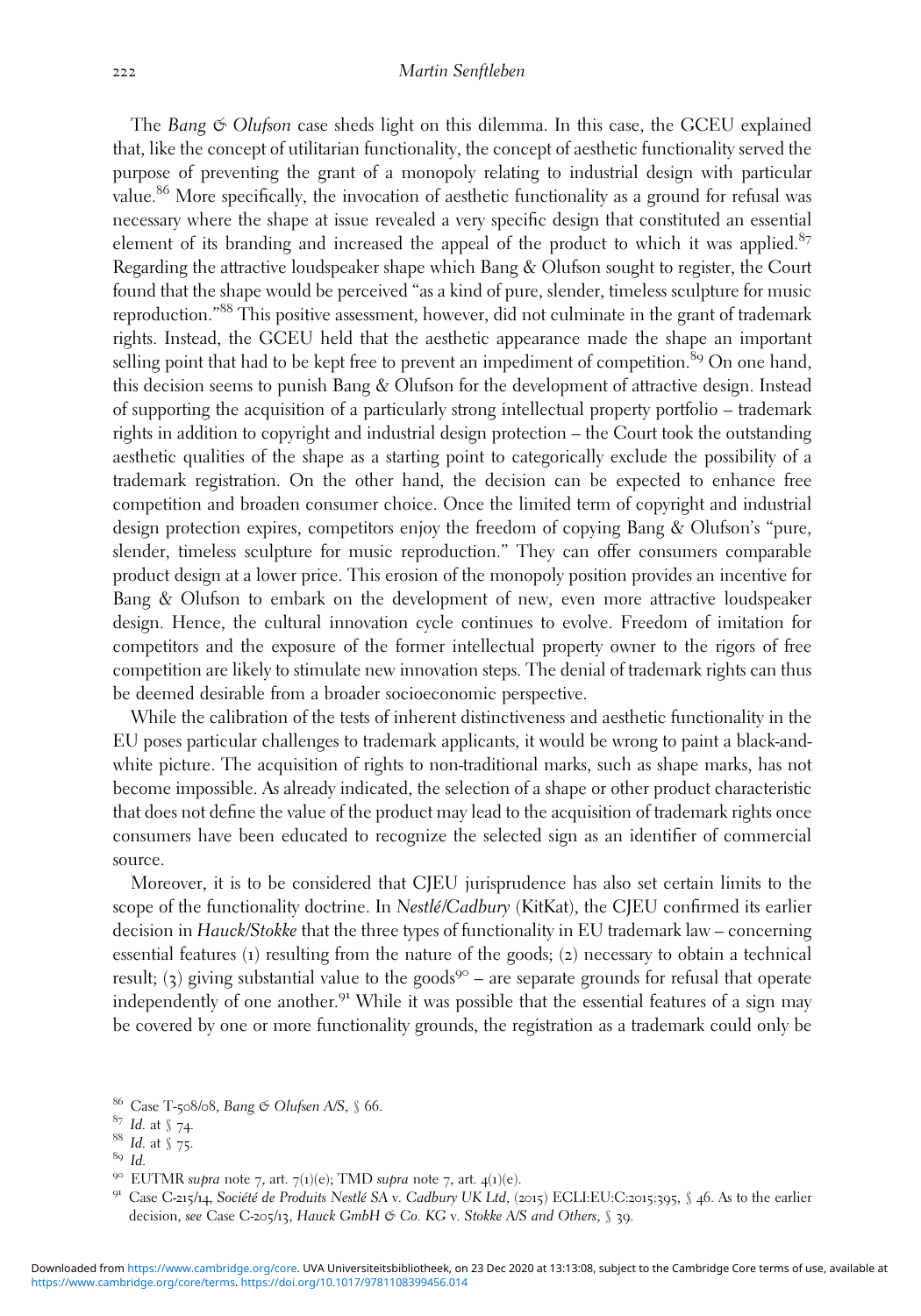The *Bang & Olufson* case sheds light on this dilemma. In this case, the GCEU explained that, like the concept of utilitarian functionality, the concept of aesthetic functionality served the purpose of preventing the grant of a monopoly relating to industrial design with particular value.[86] More specifically, the invocation of aesthetic functionality as a ground for refusal was necessary where the shape at issue revealed a very specific design that constituted an essential element of its branding and increased the appeal of the product to which it was applied.[87] Regarding the attractive loudspeaker shape which Bang & Olufson sought to register, the Court found that the shape would be perceived "as a kind of pure, slender, timeless sculpture for music reproduction."[88] This positive assessment, however, did not culminate in the grant of trademark rights. Instead, the GCEU held that the aesthetic appearance made the shape an important selling point that had to be kept free to prevent an impediment of competition.[89] On one hand, this decision seems to punish Bang & Olufson for the development of attractive design. Instead of supporting the acquisition of a particularly strong intellectual property portfolio – trademark rights in addition to copyright and industrial design protection – the Court took the outstanding aesthetic qualities of the shape as a starting point to categorically exclude the possibility of a trademark registration. On the other hand, the decision can be expected to enhance free competition and broaden consumer choice. Once the limited term of copyright and industrial design protection expires, competitors enjoy the freedom of copying Bang & Olufson's "pure, slender, timeless sculpture for music reproduction." They can offer consumers comparable product design at a lower price. This erosion of the monopoly position provides an incentive for Bang & Olufson to embark on the development of new, even more attractive loudspeaker design. Hence, the cultural innovation cycle continues to evolve. Freedom of imitation for competitors and the exposure of the former intellectual property owner to the rigors of free competition are likely to stimulate new innovation steps. The denial of trademark rights can thus be deemed desirable from a broader socioeconomic perspective.

While the calibration of the tests of inherent distinctiveness and aesthetic functionality in the EU poses particular challenges to trademark applicants, it would be wrong to paint a black-and-white picture. The acquisition of rights to non-traditional marks, such as shape marks, has not become impossible. As already indicated, the selection of a shape or other product characteristic that does not define the value of the product may lead to the acquisition of trademark rights once consumers have been educated to recognize the selected sign as an identifier of commercial source.

Moreover, it is to be considered that CJEU jurisprudence has also set certain limits to the scope of the functionality doctrine. In *Nestlé/Cadbury* (KitKat), the CJEU confirmed its earlier decision in *Hauck/Stokke* that the three types of functionality in EU trademark law – concerning essential features (1) resulting from the nature of the goods; (2) necessary to obtain a technical result; (3) giving substantial value to the goods[90] – are separate grounds for refusal that operate independently of one another.[91] While it was possible that the essential features of a sign may be covered by one or more functionality grounds, the registration as a trademark could only be

[86] Case T-508/08, *Bang & Olufsen A/S*, § 66.
[87] *Id.* at § 74.
[88] *Id.* at § 75.
[89] *Id.*
[90] EUTMR *supra* note 7, art. 7(1)(e); TMD *supra* note 7, art. 4(1)(e).
[91] Case C-215/14, *Société de Produits Nestlé SA* v. *Cadbury UK Ltd*, (2015) ECLI:EU:C:2015:395, § 46. As to the earlier decision, *see* Case C-205/13, *Hauck GmbH & Co. KG* v. *Stokke A/S and Others*, § 39.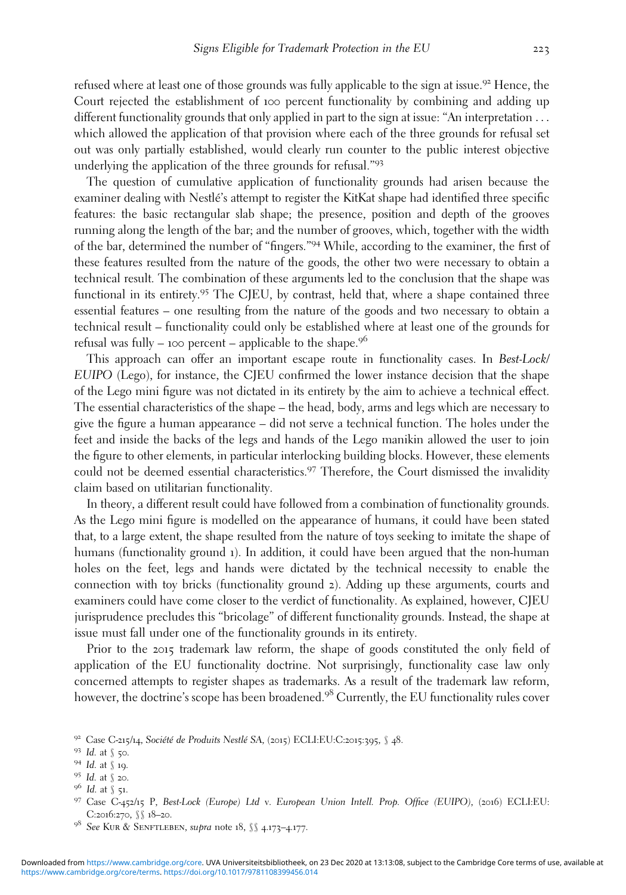refused where at least one of those grounds was fully applicable to the sign at issue.[92] Hence, the Court rejected the establishment of 100 percent functionality by combining and adding up different functionality grounds that only applied in part to the sign at issue: "An interpretation . . . which allowed the application of that provision where each of the three grounds for refusal set out was only partially established, would clearly run counter to the public interest objective underlying the application of the three grounds for refusal."[93]

The question of cumulative application of functionality grounds had arisen because the examiner dealing with Nestlé's attempt to register the KitKat shape had identified three specific features: the basic rectangular slab shape; the presence, position and depth of the grooves running along the length of the bar; and the number of grooves, which, together with the width of the bar, determined the number of "fingers."[94] While, according to the examiner, the first of these features resulted from the nature of the goods, the other two were necessary to obtain a technical result. The combination of these arguments led to the conclusion that the shape was functional in its entirety.[95] The CJEU, by contrast, held that, where a shape contained three essential features – one resulting from the nature of the goods and two necessary to obtain a technical result – functionality could only be established where at least one of the grounds for refusal was fully – 100 percent – applicable to the shape.[96]

This approach can offer an important escape route in functionality cases. In *Best-Lock/EUIPO* (Lego), for instance, the CJEU confirmed the lower instance decision that the shape of the Lego mini figure was not dictated in its entirety by the aim to achieve a technical effect. The essential characteristics of the shape – the head, body, arms and legs which are necessary to give the figure a human appearance – did not serve a technical function. The holes under the feet and inside the backs of the legs and hands of the Lego manikin allowed the user to join the figure to other elements, in particular interlocking building blocks. However, these elements could not be deemed essential characteristics.[97] Therefore, the Court dismissed the invalidity claim based on utilitarian functionality.

In theory, a different result could have followed from a combination of functionality grounds. As the Lego mini figure is modelled on the appearance of humans, it could have been stated that, to a large extent, the shape resulted from the nature of toys seeking to imitate the shape of humans (functionality ground 1). In addition, it could have been argued that the non-human holes on the feet, legs and hands were dictated by the technical necessity to enable the connection with toy bricks (functionality ground 2). Adding up these arguments, courts and examiners could have come closer to the verdict of functionality. As explained, however, CJEU jurisprudence precludes this "bricolage" of different functionality grounds. Instead, the shape at issue must fall under one of the functionality grounds in its entirety.

Prior to the 2015 trademark law reform, the shape of goods constituted the only field of application of the EU functionality doctrine. Not surprisingly, functionality case law only concerned attempts to register shapes as trademarks. As a result of the trademark law reform, however, the doctrine's scope has been broadened.[98] Currently, the EU functionality rules cover

---

[92] Case C-215/14, *Société de Produits Nestlé SA*, (2015) ECLI:EU:C:2015:395, § 48.

[93] *Id.* at § 50.

[94] *Id.* at § 19.

[95] *Id.* at § 20.

[96] *Id.* at § 51.

[97] Case C-452/15 P, *Best-Lock (Europe) Ltd* v. *European Union Intell. Prop. Office (EUIPO)*, (2016) ECLI:EU:C:2016:270, §§ 18–20.

[98] *See* Kur & Senftleben, *supra* note 18, §§ 4.173–4.177.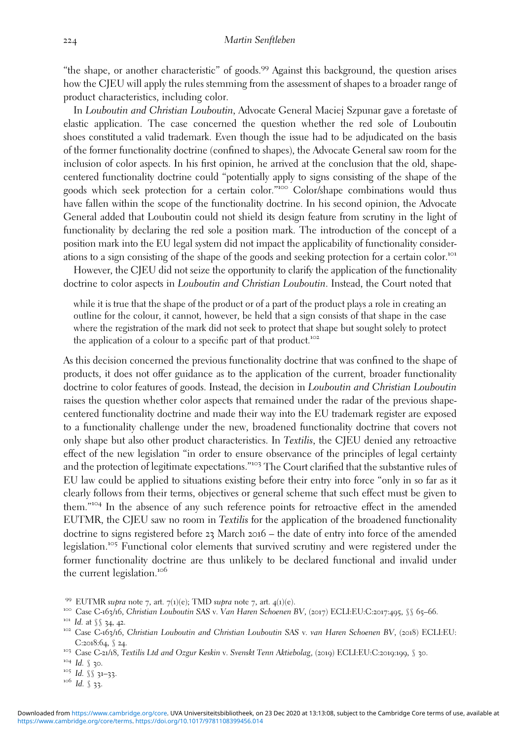"the shape, or another characteristic" of goods.[99] Against this background, the question arises how the CJEU will apply the rules stemming from the assessment of shapes to a broader range of product characteristics, including color.

In *Louboutin and Christian Louboutin*, Advocate General Maciej Szpunar gave a foretaste of elastic application. The case concerned the question whether the red sole of Louboutin shoes constituted a valid trademark. Even though the issue had to be adjudicated on the basis of the former functionality doctrine (confined to shapes), the Advocate General saw room for the inclusion of color aspects. In his first opinion, he arrived at the conclusion that the old, shape-centered functionality doctrine could "potentially apply to signs consisting of the shape of the goods which seek protection for a certain color."[100] Color/shape combinations would thus have fallen within the scope of the functionality doctrine. In his second opinion, the Advocate General added that Louboutin could not shield its design feature from scrutiny in the light of functionality by declaring the red sole a position mark. The introduction of the concept of a position mark into the EU legal system did not impact the applicability of functionality considerations to a sign consisting of the shape of the goods and seeking protection for a certain color.[101]

However, the CJEU did not seize the opportunity to clarify the application of the functionality doctrine to color aspects in *Louboutin and Christian Louboutin*. Instead, the Court noted that

> while it is true that the shape of the product or of a part of the product plays a role in creating an outline for the colour, it cannot, however, be held that a sign consists of that shape in the case where the registration of the mark did not seek to protect that shape but sought solely to protect the application of a colour to a specific part of that product.[102]

As this decision concerned the previous functionality doctrine that was confined to the shape of products, it does not offer guidance as to the application of the current, broader functionality doctrine to color features of goods. Instead, the decision in *Louboutin and Christian Louboutin* raises the question whether color aspects that remained under the radar of the previous shape-centered functionality doctrine and made their way into the EU trademark register are exposed to a functionality challenge under the new, broadened functionality doctrine that covers not only shape but also other product characteristics. In *Textilis*, the CJEU denied any retroactive effect of the new legislation "in order to ensure observance of the principles of legal certainty and the protection of legitimate expectations."[103] The Court clarified that the substantive rules of EU law could be applied to situations existing before their entry into force "only in so far as it clearly follows from their terms, objectives or general scheme that such effect must be given to them."[104] In the absence of any such reference points for retroactive effect in the amended EUTMR, the CJEU saw no room in *Textilis* for the application of the broadened functionality doctrine to signs registered before 23 March 2016 – the date of entry into force of the amended legislation.[105] Functional color elements that survived scrutiny and were registered under the former functionality doctrine are thus unlikely to be declared functional and invalid under the current legislation.[106]

---

[99] EUTMR *supra* note 7, art. 7(1)(e); TMD *supra* note 7, art. 4(1)(e).

[100] Case C-163/16, *Christian Louboutin SAS* v. *Van Haren Schoenen BV*, (2017) ECLI:EU:C:2017:495, §§ 65–66.

[101] *Id.* at §§ 34, 42.

[102] Case C-163/16, *Christian Louboutin and Christian Louboutin SAS* v. *van Haren Schoenen BV*, (2018) ECLI:EU:C:2018:64, § 24.

[103] Case C-21/18, *Textilis Ltd and Ozgur Keskin* v. *Svenskt Tenn Aktiebolag*, (2019) ECLI:EU:C:2019:199, § 30.

[104] *Id.* § 30.

[105] *Id.* §§ 31–33.

[106] *Id.* § 33.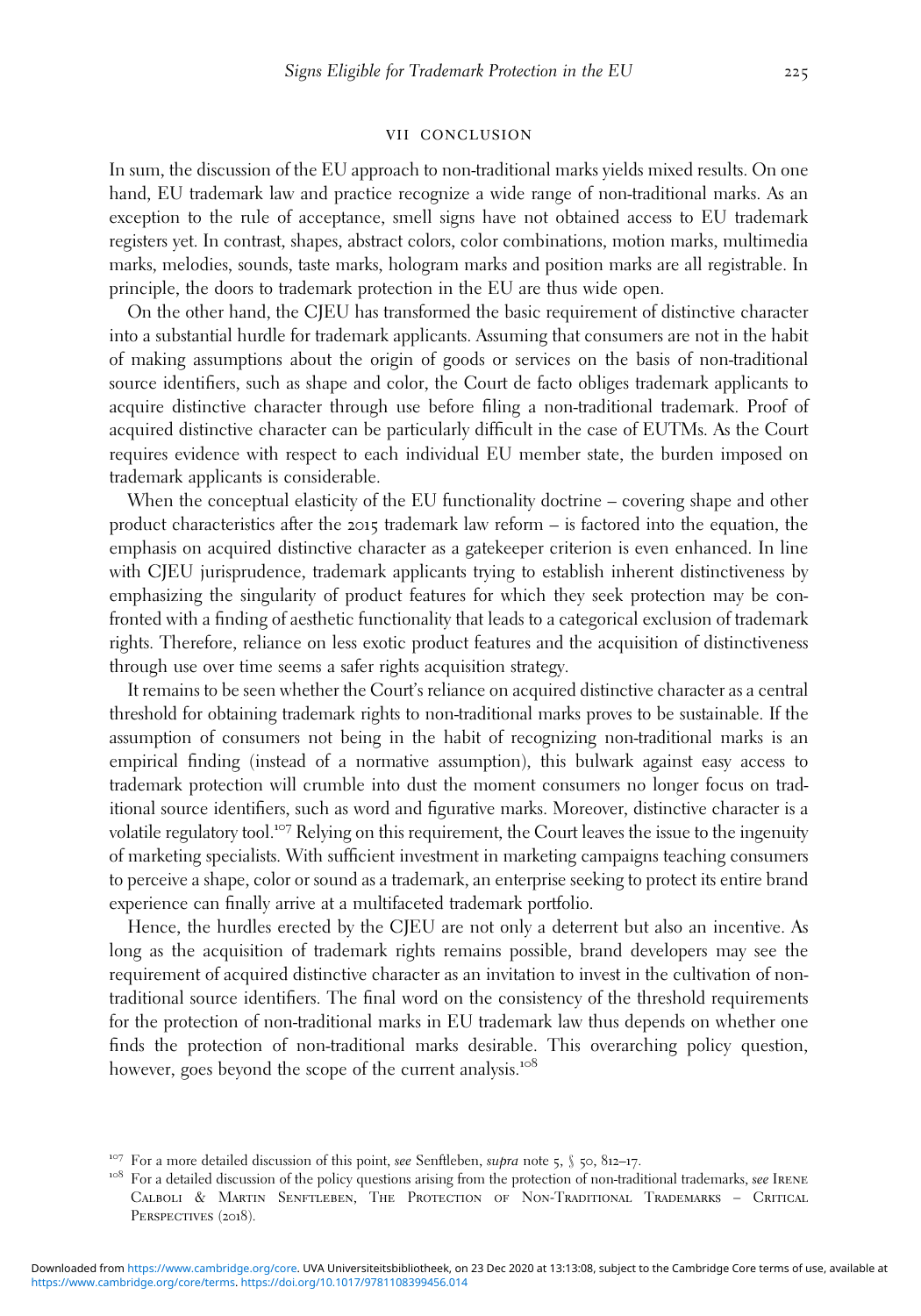## VII CONCLUSION

In sum, the discussion of the EU approach to non-traditional marks yields mixed results. On one hand, EU trademark law and practice recognize a wide range of non-traditional marks. As an exception to the rule of acceptance, smell signs have not obtained access to EU trademark registers yet. In contrast, shapes, abstract colors, color combinations, motion marks, multimedia marks, melodies, sounds, taste marks, hologram marks and position marks are all registrable. In principle, the doors to trademark protection in the EU are thus wide open.

On the other hand, the CJEU has transformed the basic requirement of distinctive character into a substantial hurdle for trademark applicants. Assuming that consumers are not in the habit of making assumptions about the origin of goods or services on the basis of non-traditional source identifiers, such as shape and color, the Court de facto obliges trademark applicants to acquire distinctive character through use before filing a non-traditional trademark. Proof of acquired distinctive character can be particularly difficult in the case of EUTMs. As the Court requires evidence with respect to each individual EU member state, the burden imposed on trademark applicants is considerable.

When the conceptual elasticity of the EU functionality doctrine – covering shape and other product characteristics after the 2015 trademark law reform – is factored into the equation, the emphasis on acquired distinctive character as a gatekeeper criterion is even enhanced. In line with CJEU jurisprudence, trademark applicants trying to establish inherent distinctiveness by emphasizing the singularity of product features for which they seek protection may be confronted with a finding of aesthetic functionality that leads to a categorical exclusion of trademark rights. Therefore, reliance on less exotic product features and the acquisition of distinctiveness through use over time seems a safer rights acquisition strategy.

It remains to be seen whether the Court's reliance on acquired distinctive character as a central threshold for obtaining trademark rights to non-traditional marks proves to be sustainable. If the assumption of consumers not being in the habit of recognizing non-traditional marks is an empirical finding (instead of a normative assumption), this bulwark against easy access to trademark protection will crumble into dust the moment consumers no longer focus on traditional source identifiers, such as word and figurative marks. Moreover, distinctive character is a volatile regulatory tool.[107] Relying on this requirement, the Court leaves the issue to the ingenuity of marketing specialists. With sufficient investment in marketing campaigns teaching consumers to perceive a shape, color or sound as a trademark, an enterprise seeking to protect its entire brand experience can finally arrive at a multifaceted trademark portfolio.

Hence, the hurdles erected by the CJEU are not only a deterrent but also an incentive. As long as the acquisition of trademark rights remains possible, brand developers may see the requirement of acquired distinctive character as an invitation to invest in the cultivation of non-traditional source identifiers. The final word on the consistency of the threshold requirements for the protection of non-traditional marks in EU trademark law thus depends on whether one finds the protection of non-traditional marks desirable. This overarching policy question, however, goes beyond the scope of the current analysis.[108]

---

[107] For a more detailed discussion of this point, *see* Senftleben, *supra* note 5, § 50, 812–17.

[108] For a detailed discussion of the policy questions arising from the protection of non-traditional trademarks, *see* Irene Calboli & Martin Senftleben, The Protection of Non-Traditional Trademarks – Critical Perspectives (2018).